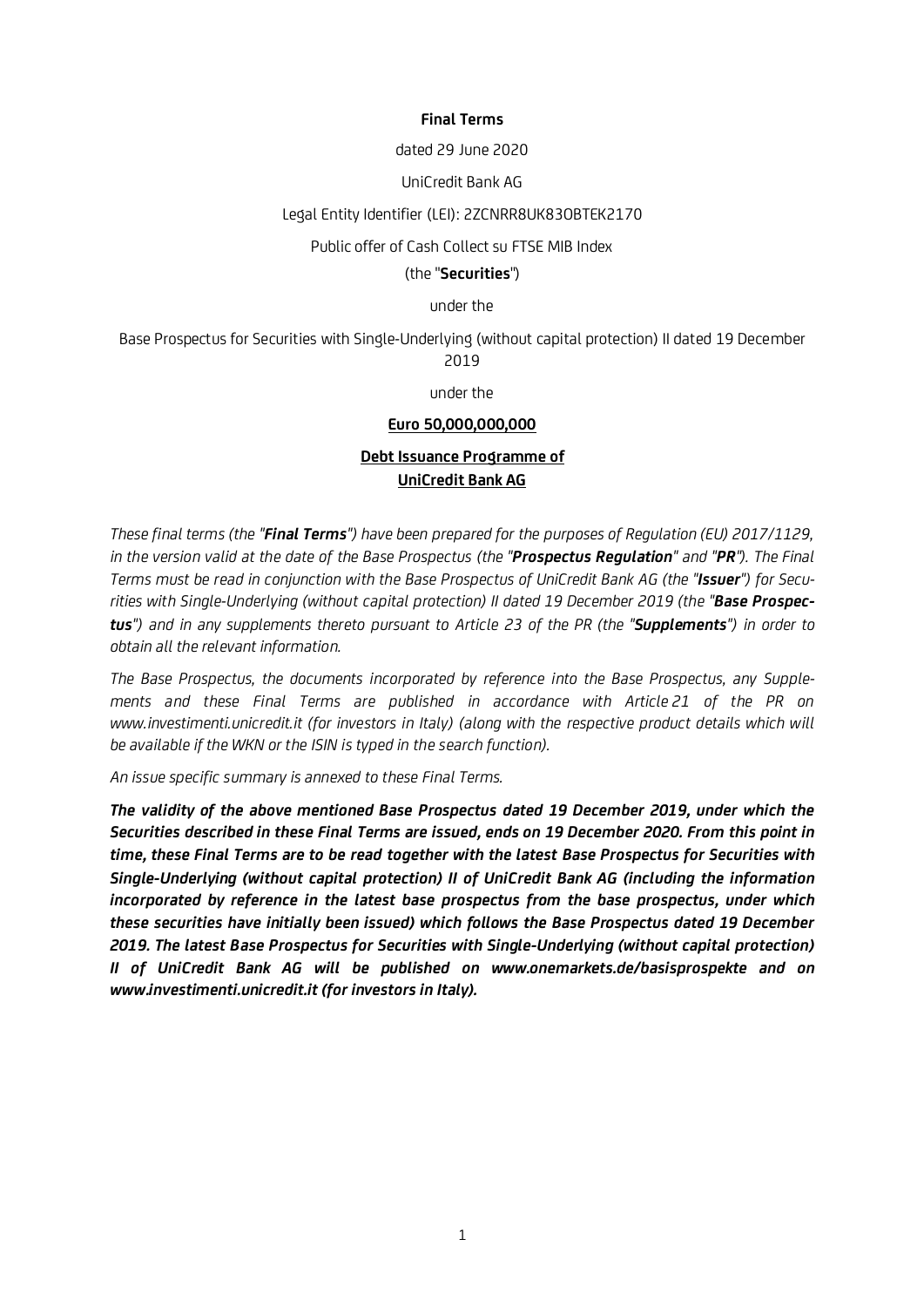**Final Terms**

dated 29 June 2020

UniCredit Bank AG

Legal Entity Identifier (LEI): 2ZCNRR8UK83OBTEK2170

Public offer of Cash Collect su FTSE MIB Index

(the "**Securities**")

under the

Base Prospectus for Securities with Single-Underlying (without capital protection) II dated 19 December 2019

under the

**Euro 50,000,000,000**

**Debt Issuance Programme of UniCredit Bank AG**

*These final terms (the "**Final Terms**") have been prepared for the purposes of Regulation (EU) 2017/1129, in the version valid at the date of the Base Prospectus (the "**Prospectus Regulation**" and "**PR**"). The Final Terms must be read in conjunction with the Base Prospectus of UniCredit Bank AG (the "**Issuer**") for Securities with Single-Underlying (without capital protection) II dated 19 December 2019 (the "**Base Prospectus**") and in any supplements thereto pursuant to Article 23 of the PR (the "**Supplements**") in order to obtain all the relevant information.*

*The Base Prospectus, the documents incorporated by reference into the Base Prospectus, any Supplements and these Final Terms are published in accordance with Article 21 of the PR on www.investimenti.unicredit.it (for investors in Italy) (along with the respective product details which will be available if the WKN or the ISIN is typed in the search function).*

*An issue specific summary is annexed to these Final Terms.*

***The validity of the above mentioned Base Prospectus dated 19 December 2019, under which the Securities described in these Final Terms are issued, ends on 19 December 2020. From this point in time, these Final Terms are to be read together with the latest Base Prospectus for Securities with Single-Underlying (without capital protection) II of UniCredit Bank AG (including the information incorporated by reference in the latest base prospectus from the base prospectus, under which these securities have initially been issued) which follows the Base Prospectus dated 19 December 2019. The latest Base Prospectus for Securities with Single-Underlying (without capital protection) II of UniCredit Bank AG will be published on www.onemarkets.de/basisprospekte and on www.investimenti.unicredit.it (for investors in Italy).***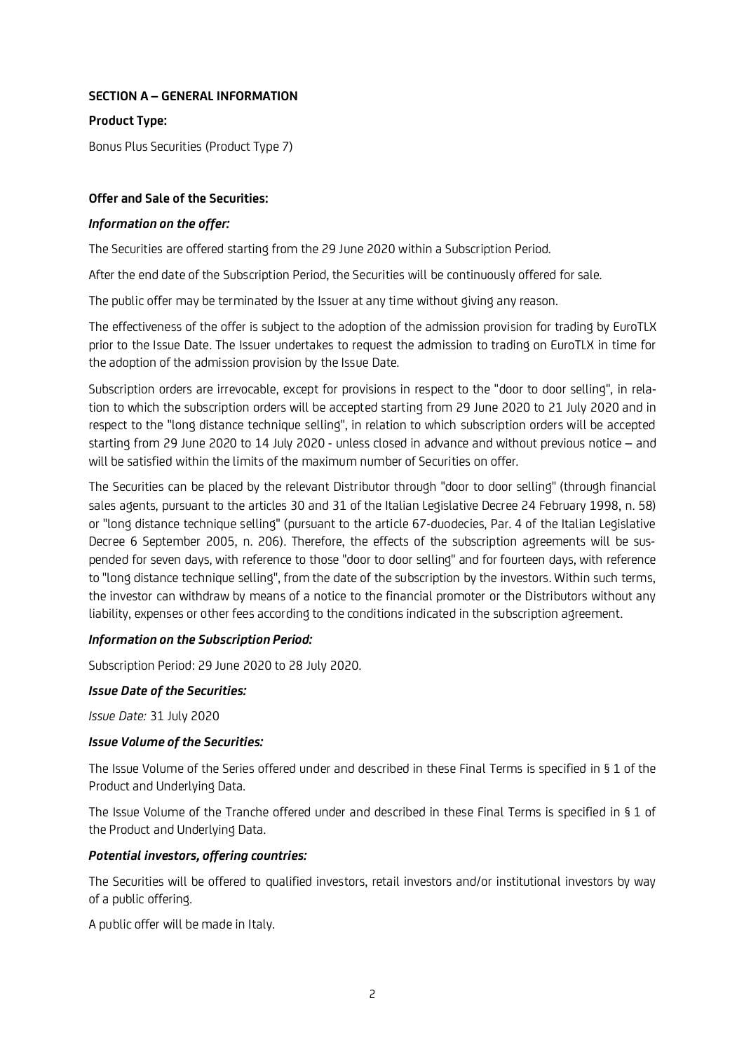**SECTION A – GENERAL INFORMATION**

**Product Type:**

Bonus Plus Securities (Product Type 7)

**Offer and Sale of the Securities:**

***Information on the offer:***

The Securities are offered starting from the 29 June 2020 within a Subscription Period.

After the end date of the Subscription Period, the Securities will be continuously offered for sale.

The public offer may be terminated by the Issuer at any time without giving any reason.

The effectiveness of the offer is subject to the adoption of the admission provision for trading by EuroTLX prior to the Issue Date. The Issuer undertakes to request the admission to trading on EuroTLX in time for the adoption of the admission provision by the Issue Date.

Subscription orders are irrevocable, except for provisions in respect to the "door to door selling", in relation to which the subscription orders will be accepted starting from 29 June 2020 to 21 July 2020 and in respect to the "long distance technique selling", in relation to which subscription orders will be accepted starting from 29 June 2020 to 14 July 2020 - unless closed in advance and without previous notice – and will be satisfied within the limits of the maximum number of Securities on offer.

The Securities can be placed by the relevant Distributor through "door to door selling" (through financial sales agents, pursuant to the articles 30 and 31 of the Italian Legislative Decree 24 February 1998, n. 58) or "long distance technique selling" (pursuant to the article 67-duodecies, Par. 4 of the Italian Legislative Decree 6 September 2005, n. 206). Therefore, the effects of the subscription agreements will be suspended for seven days, with reference to those "door to door selling" and for fourteen days, with reference to "long distance technique selling", from the date of the subscription by the investors. Within such terms, the investor can withdraw by means of a notice to the financial promoter or the Distributors without any liability, expenses or other fees according to the conditions indicated in the subscription agreement.

***Information on the Subscription Period:***

Subscription Period: 29 June 2020 to 28 July 2020.

***Issue Date of the Securities:***

*Issue Date:* 31 July 2020

***Issue Volume of the Securities:***

The Issue Volume of the Series offered under and described in these Final Terms is specified in § 1 of the Product and Underlying Data.

The Issue Volume of the Tranche offered under and described in these Final Terms is specified in § 1 of the Product and Underlying Data.

***Potential investors, offering countries:***

The Securities will be offered to qualified investors, retail investors and/or institutional investors by way of a public offering.

A public offer will be made in Italy.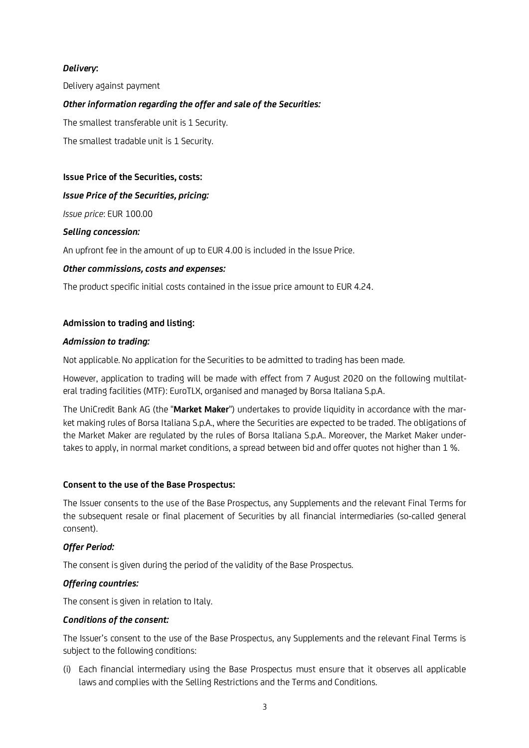***Delivery*:**

Delivery against payment

***Other information regarding the offer and sale of the Securities:***

The smallest transferable unit is 1 Security.

The smallest tradable unit is 1 Security.

**Issue Price of the Securities, costs:**

***Issue Price of the Securities, pricing:***

*Issue price*: EUR 100.00

***Selling concession:***

An upfront fee in the amount of up to EUR 4.00 is included in the Issue Price.

***Other commissions, costs and expenses:***

The product specific initial costs contained in the issue price amount to EUR 4.24.

**Admission to trading and listing:**

***Admission to trading:***

Not applicable. No application for the Securities to be admitted to trading has been made.

However, application to trading will be made with effect from 7 August 2020 on the following multilateral trading facilities (MTF): EuroTLX, organised and managed by Borsa Italiana S.p.A.

The UniCredit Bank AG (the "**Market Maker**") undertakes to provide liquidity in accordance with the market making rules of Borsa Italiana S.p.A., where the Securities are expected to be traded. The obligations of the Market Maker are regulated by the rules of Borsa Italiana S.p.A.. Moreover, the Market Maker undertakes to apply, in normal market conditions, a spread between bid and offer quotes not higher than 1 %.

**Consent to the use of the Base Prospectus:**

The Issuer consents to the use of the Base Prospectus, any Supplements and the relevant Final Terms for the subsequent resale or final placement of Securities by all financial intermediaries (so-called general consent).

***Offer Period:***

The consent is given during the period of the validity of the Base Prospectus.

***Offering countries:***

The consent is given in relation to Italy.

***Conditions of the consent:***

The Issuer's consent to the use of the Base Prospectus, any Supplements and the relevant Final Terms is subject to the following conditions:

(i) Each financial intermediary using the Base Prospectus must ensure that it observes all applicable laws and complies with the Selling Restrictions and the Terms and Conditions.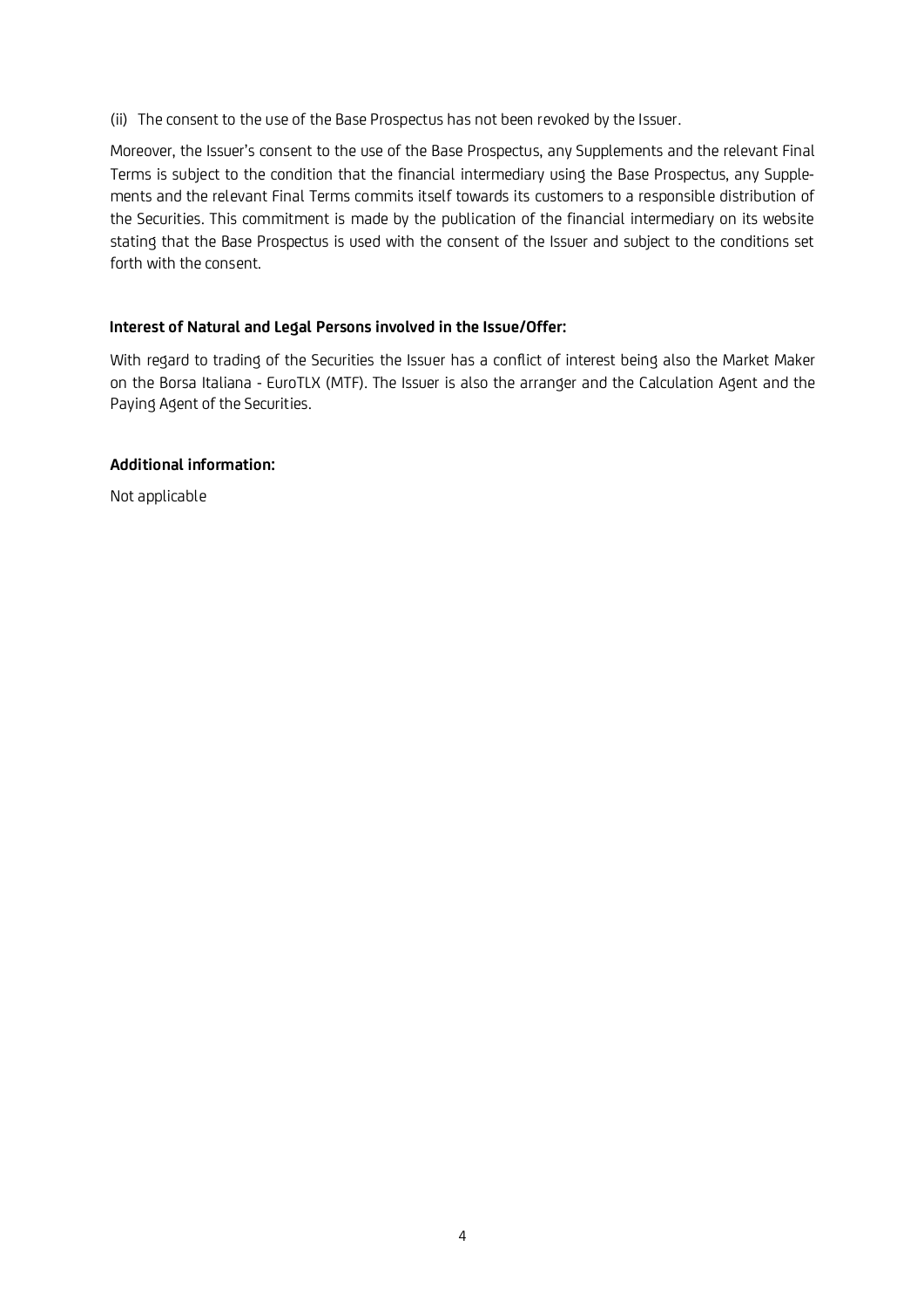(ii) The consent to the use of the Base Prospectus has not been revoked by the Issuer.

Moreover, the Issuer's consent to the use of the Base Prospectus, any Supplements and the relevant Final Terms is subject to the condition that the financial intermediary using the Base Prospectus, any Supplements and the relevant Final Terms commits itself towards its customers to a responsible distribution of the Securities. This commitment is made by the publication of the financial intermediary on its website stating that the Base Prospectus is used with the consent of the Issuer and subject to the conditions set forth with the consent.

**Interest of Natural and Legal Persons involved in the Issue/Offer:**

With regard to trading of the Securities the Issuer has a conflict of interest being also the Market Maker on the Borsa Italiana - EuroTLX (MTF). The Issuer is also the arranger and the Calculation Agent and the Paying Agent of the Securities.

**Additional information:**

Not applicable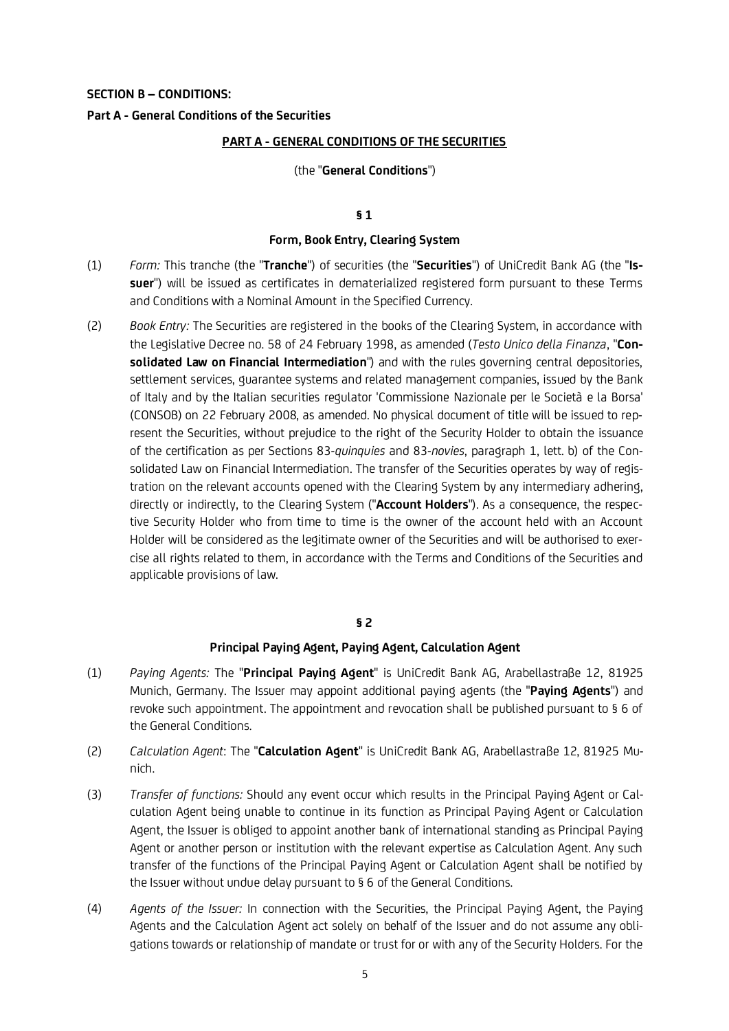**SECTION B – CONDITIONS:**

**Part A - General Conditions of the Securities**

## PART A - GENERAL CONDITIONS OF THE SECURITIES

(the "**General Conditions**")

### § 1

### Form, Book Entry, Clearing System

(1) *Form:* This tranche (the "**Tranche**") of securities (the "**Securities**") of UniCredit Bank AG (the "**Issuer**") will be issued as certificates in dematerialized registered form pursuant to these Terms and Conditions with a Nominal Amount in the Specified Currency.

(2) *Book Entry:* The Securities are registered in the books of the Clearing System, in accordance with the Legislative Decree no. 58 of 24 February 1998, as amended (*Testo Unico della Finanza*, "**Consolidated Law on Financial Intermediation**") and with the rules governing central depositories, settlement services, guarantee systems and related management companies, issued by the Bank of Italy and by the Italian securities regulator 'Commissione Nazionale per le Società e la Borsa' (CONSOB) on 22 February 2008, as amended. No physical document of title will be issued to represent the Securities, without prejudice to the right of the Security Holder to obtain the issuance of the certification as per Sections 83-*quinquies* and 83-*novies*, paragraph 1, lett. b) of the Consolidated Law on Financial Intermediation. The transfer of the Securities operates by way of registration on the relevant accounts opened with the Clearing System by any intermediary adhering, directly or indirectly, to the Clearing System ("**Account Holders**"). As a consequence, the respective Security Holder who from time to time is the owner of the account held with an Account Holder will be considered as the legitimate owner of the Securities and will be authorised to exercise all rights related to them, in accordance with the Terms and Conditions of the Securities and applicable provisions of law.

### § 2

### Principal Paying Agent, Paying Agent, Calculation Agent

(1) *Paying Agents:* The "**Principal Paying Agent**" is UniCredit Bank AG, Arabellastraße 12, 81925 Munich, Germany. The Issuer may appoint additional paying agents (the "**Paying Agents**") and revoke such appointment. The appointment and revocation shall be published pursuant to § 6 of the General Conditions.

(2) *Calculation Agent*: The "**Calculation Agent**" is UniCredit Bank AG, Arabellastraße 12, 81925 Munich.

(3) *Transfer of functions:* Should any event occur which results in the Principal Paying Agent or Calculation Agent being unable to continue in its function as Principal Paying Agent or Calculation Agent, the Issuer is obliged to appoint another bank of international standing as Principal Paying Agent or another person or institution with the relevant expertise as Calculation Agent. Any such transfer of the functions of the Principal Paying Agent or Calculation Agent shall be notified by the Issuer without undue delay pursuant to § 6 of the General Conditions.

(4) *Agents of the Issuer:* In connection with the Securities, the Principal Paying Agent, the Paying Agents and the Calculation Agent act solely on behalf of the Issuer and do not assume any obligations towards or relationship of mandate or trust for or with any of the Security Holders. For the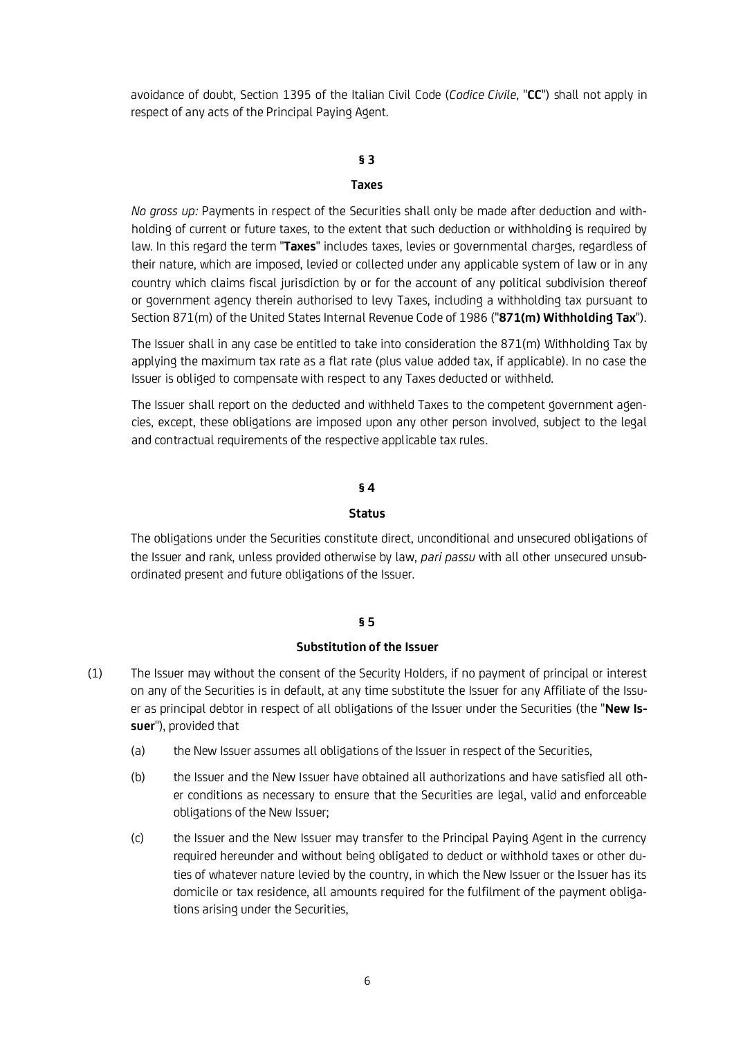avoidance of doubt, Section 1395 of the Italian Civil Code (*Codice Civile*, "**CC**") shall not apply in respect of any acts of the Principal Paying Agent.

## § 3

## Taxes

*No gross up:* Payments in respect of the Securities shall only be made after deduction and withholding of current or future taxes, to the extent that such deduction or withholding is required by law. In this regard the term "**Taxes**" includes taxes, levies or governmental charges, regardless of their nature, which are imposed, levied or collected under any applicable system of law or in any country which claims fiscal jurisdiction by or for the account of any political subdivision thereof or government agency therein authorised to levy Taxes, including a withholding tax pursuant to Section 871(m) of the United States Internal Revenue Code of 1986 ("**871(m) Withholding Tax**").

The Issuer shall in any case be entitled to take into consideration the 871(m) Withholding Tax by applying the maximum tax rate as a flat rate (plus value added tax, if applicable). In no case the Issuer is obliged to compensate with respect to any Taxes deducted or withheld.

The Issuer shall report on the deducted and withheld Taxes to the competent government agencies, except, these obligations are imposed upon any other person involved, subject to the legal and contractual requirements of the respective applicable tax rules.

## § 4

## Status

The obligations under the Securities constitute direct, unconditional and unsecured obligations of the Issuer and rank, unless provided otherwise by law, *pari passu* with all other unsecured unsubordinated present and future obligations of the Issuer.

## § 5

## Substitution of the Issuer

(1) The Issuer may without the consent of the Security Holders, if no payment of principal or interest on any of the Securities is in default, at any time substitute the Issuer for any Affiliate of the Issuer as principal debtor in respect of all obligations of the Issuer under the Securities (the "**New Issuer**"), provided that

  (a) the New Issuer assumes all obligations of the Issuer in respect of the Securities,

  (b) the Issuer and the New Issuer have obtained all authorizations and have satisfied all other conditions as necessary to ensure that the Securities are legal, valid and enforceable obligations of the New Issuer;

  (c) the Issuer and the New Issuer may transfer to the Principal Paying Agent in the currency required hereunder and without being obligated to deduct or withhold taxes or other duties of whatever nature levied by the country, in which the New Issuer or the Issuer has its domicile or tax residence, all amounts required for the fulfilment of the payment obligations arising under the Securities,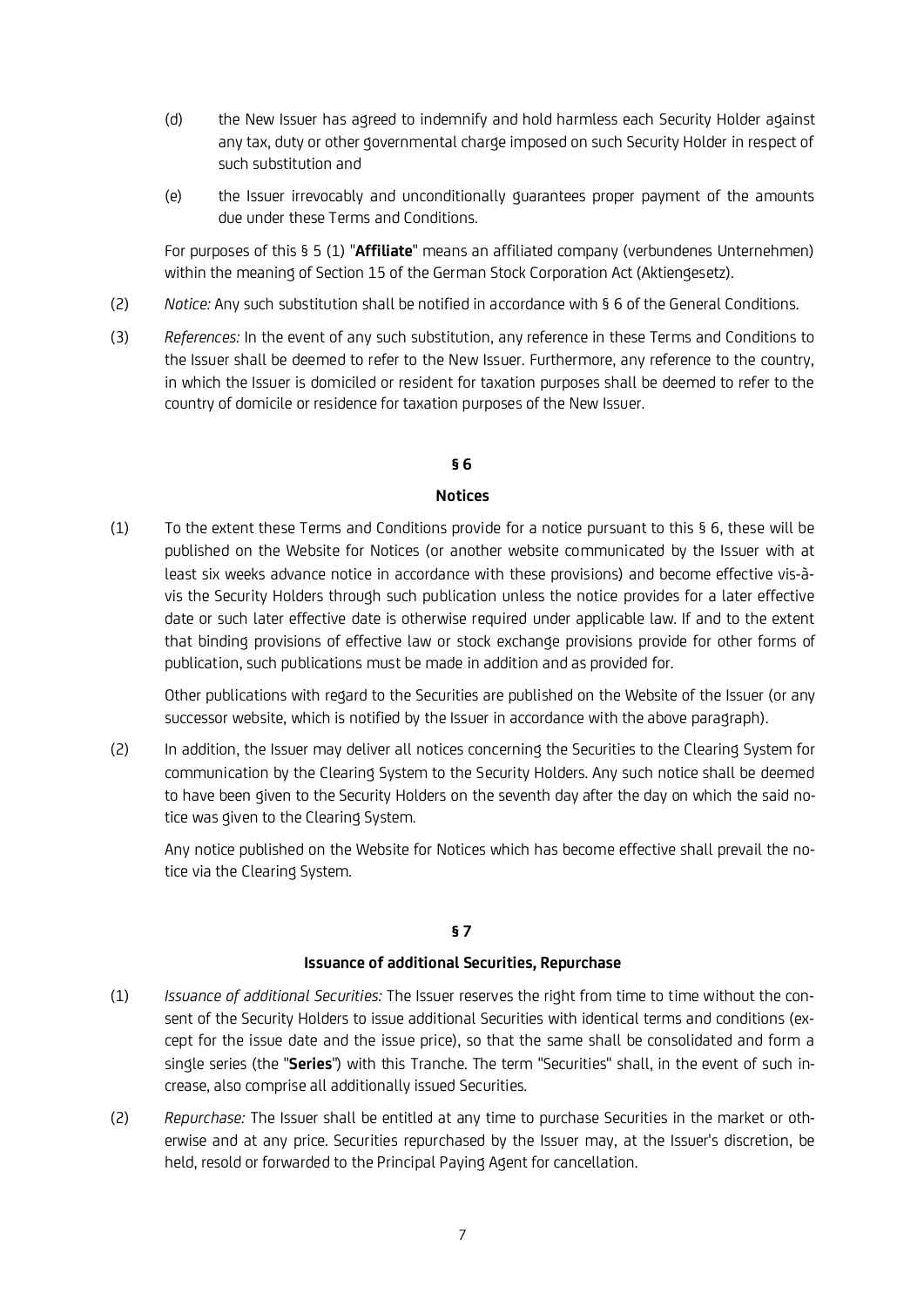(d) the New Issuer has agreed to indemnify and hold harmless each Security Holder against any tax, duty or other governmental charge imposed on such Security Holder in respect of such substitution and

(e) the Issuer irrevocably and unconditionally guarantees proper payment of the amounts due under these Terms and Conditions.

For purposes of this § 5 (1) "**Affiliate**" means an affiliated company (verbundenes Unternehmen) within the meaning of Section 15 of the German Stock Corporation Act (Aktiengesetz).

(2) *Notice:* Any such substitution shall be notified in accordance with § 6 of the General Conditions.

(3) *References:* In the event of any such substitution, any reference in these Terms and Conditions to the Issuer shall be deemed to refer to the New Issuer. Furthermore, any reference to the country, in which the Issuer is domiciled or resident for taxation purposes shall be deemed to refer to the country of domicile or residence for taxation purposes of the New Issuer.

## § 6

## Notices

(1) To the extent these Terms and Conditions provide for a notice pursuant to this § 6, these will be published on the Website for Notices (or another website communicated by the Issuer with at least six weeks advance notice in accordance with these provisions) and become effective vis-à-vis the Security Holders through such publication unless the notice provides for a later effective date or such later effective date is otherwise required under applicable law. If and to the extent that binding provisions of effective law or stock exchange provisions provide for other forms of publication, such publications must be made in addition and as provided for.

Other publications with regard to the Securities are published on the Website of the Issuer (or any successor website, which is notified by the Issuer in accordance with the above paragraph).

(2) In addition, the Issuer may deliver all notices concerning the Securities to the Clearing System for communication by the Clearing System to the Security Holders. Any such notice shall be deemed to have been given to the Security Holders on the seventh day after the day on which the said notice was given to the Clearing System.

Any notice published on the Website for Notices which has become effective shall prevail the notice via the Clearing System.

## § 7

## Issuance of additional Securities, Repurchase

(1) *Issuance of additional Securities:* The Issuer reserves the right from time to time without the consent of the Security Holders to issue additional Securities with identical terms and conditions (except for the issue date and the issue price), so that the same shall be consolidated and form a single series (the "**Series**") with this Tranche. The term "Securities" shall, in the event of such increase, also comprise all additionally issued Securities.

(2) *Repurchase:* The Issuer shall be entitled at any time to purchase Securities in the market or otherwise and at any price. Securities repurchased by the Issuer may, at the Issuer's discretion, be held, resold or forwarded to the Principal Paying Agent for cancellation.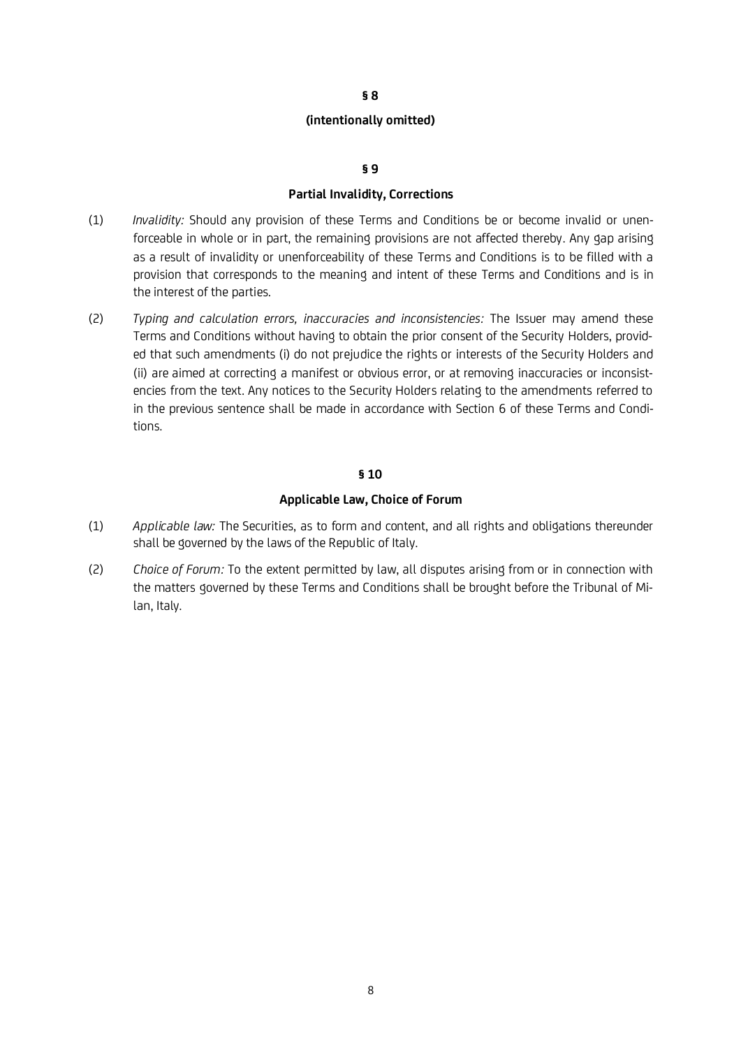## § 8

## (intentionally omitted)

## § 9

## Partial Invalidity, Corrections

(1) *Invalidity:* Should any provision of these Terms and Conditions be or become invalid or unenforceable in whole or in part, the remaining provisions are not affected thereby. Any gap arising as a result of invalidity or unenforceability of these Terms and Conditions is to be filled with a provision that corresponds to the meaning and intent of these Terms and Conditions and is in the interest of the parties.

(2) *Typing and calculation errors, inaccuracies and inconsistencies:* The Issuer may amend these Terms and Conditions without having to obtain the prior consent of the Security Holders, provided that such amendments (i) do not prejudice the rights or interests of the Security Holders and (ii) are aimed at correcting a manifest or obvious error, or at removing inaccuracies or inconsistencies from the text. Any notices to the Security Holders relating to the amendments referred to in the previous sentence shall be made in accordance with Section 6 of these Terms and Conditions.

## § 10

## Applicable Law, Choice of Forum

(1) *Applicable law:* The Securities, as to form and content, and all rights and obligations thereunder shall be governed by the laws of the Republic of Italy.

(2) *Choice of Forum:* To the extent permitted by law, all disputes arising from or in connection with the matters governed by these Terms and Conditions shall be brought before the Tribunal of Milan, Italy.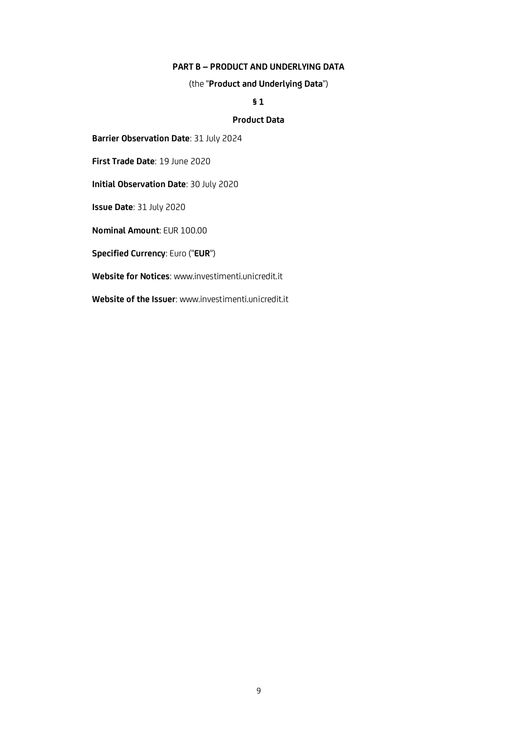## PART B – PRODUCT AND UNDERLYING DATA

(the "**Product and Underlying Data**")

### § 1

### Product Data

**Barrier Observation Date**: 31 July 2024

**First Trade Date**: 19 June 2020

**Initial Observation Date**: 30 July 2020

**Issue Date**: 31 July 2020

**Nominal Amount**: EUR 100.00

**Specified Currency**: Euro ("**EUR**")

**Website for Notices**: www.investimenti.unicredit.it

**Website of the Issuer**: www.investimenti.unicredit.it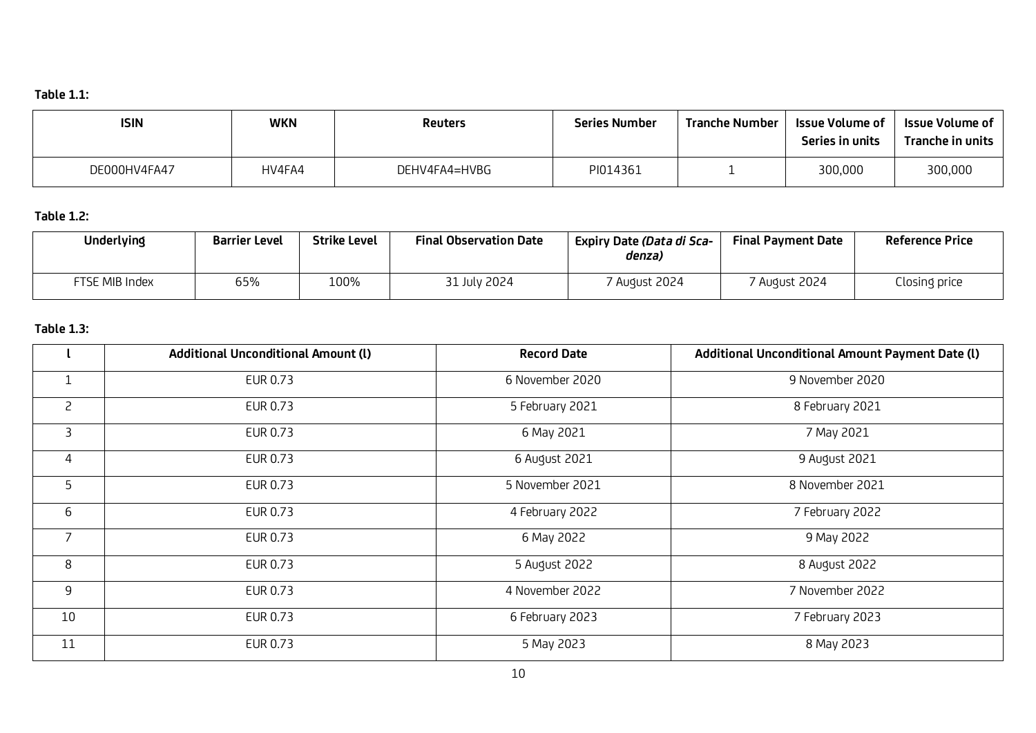**Table 1.1:**

| ISIN | WKN | Reuters | Series Number | Tranche Number | Issue Volume of Series in units | Issue Volume of Tranche in units |
|---|---|---|---|---|---|---|
| DE000HV4FA47 | HV4FA4 | DEHV4FA4=HVBG | PI014361 | 1 | 300,000 | 300,000 |

**Table 1.2:**

| Underlying | Barrier Level | Strike Level | Final Observation Date | Expiry Date *(Data di Scadenza)* | Final Payment Date | Reference Price |
|---|---|---|---|---|---|---|
| FTSE MIB Index | 65% | 100% | 31 July 2024 | 7 August 2024 | 7 August 2024 | Closing price |

**Table 1.3:**

| l | Additional Unconditional Amount (l) | Record Date | Additional Unconditional Amount Payment Date (l) |
|---|---|---|---|
| 1 | EUR 0.73 | 6 November 2020 | 9 November 2020 |
| 2 | EUR 0.73 | 5 February 2021 | 8 February 2021 |
| 3 | EUR 0.73 | 6 May 2021 | 7 May 2021 |
| 4 | EUR 0.73 | 6 August 2021 | 9 August 2021 |
| 5 | EUR 0.73 | 5 November 2021 | 8 November 2021 |
| 6 | EUR 0.73 | 4 February 2022 | 7 February 2022 |
| 7 | EUR 0.73 | 6 May 2022 | 9 May 2022 |
| 8 | EUR 0.73 | 5 August 2022 | 8 August 2022 |
| 9 | EUR 0.73 | 4 November 2022 | 7 November 2022 |
| 10 | EUR 0.73 | 6 February 2023 | 7 February 2023 |
| 11 | EUR 0.73 | 5 May 2023 | 8 May 2023 |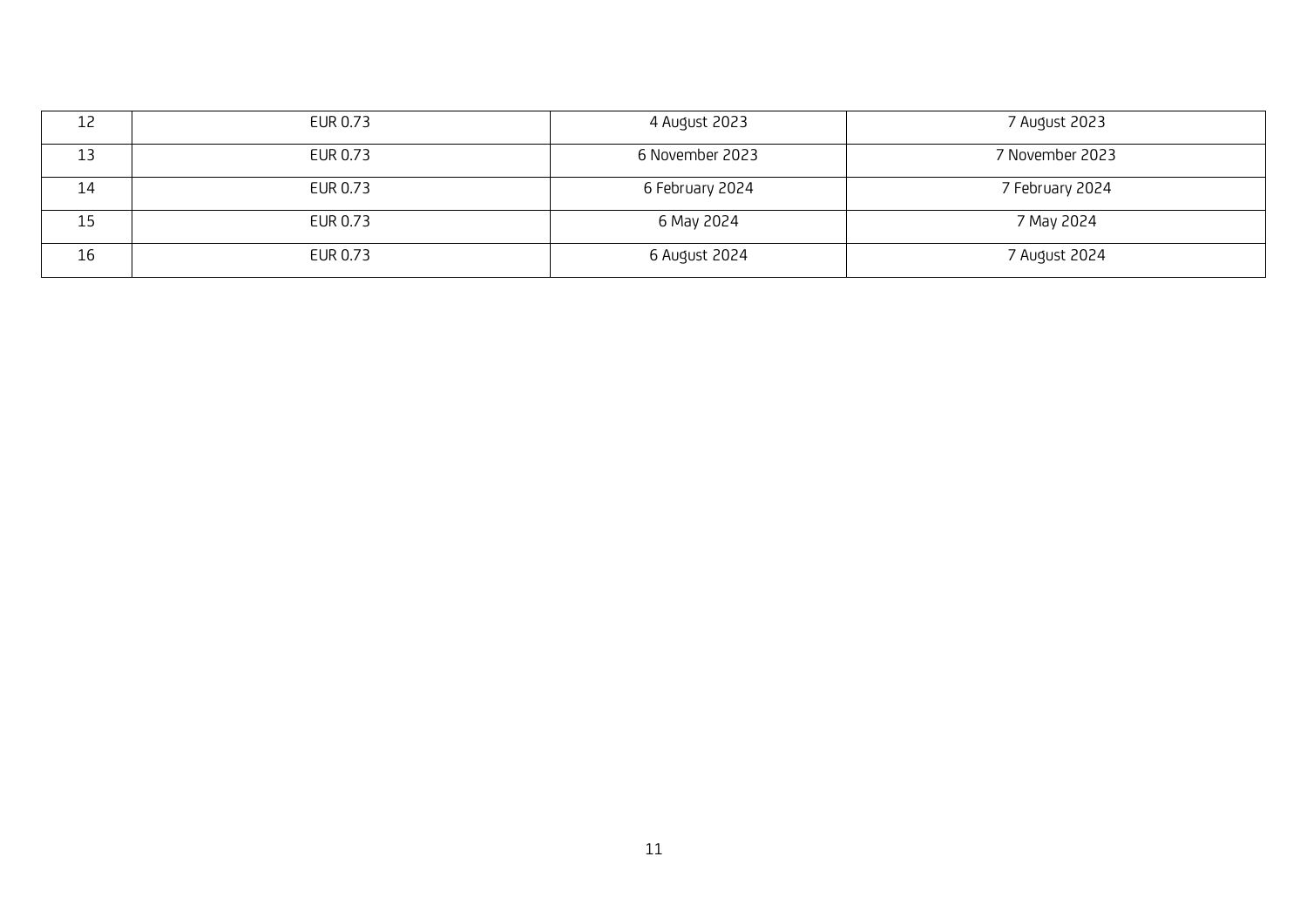| 12 | EUR 0.73 | 4 August 2023 | 7 August 2023 |
|---|---|---|---|
| 13 | EUR 0.73 | 6 November 2023 | 7 November 2023 |
| 14 | EUR 0.73 | 6 February 2024 | 7 February 2024 |
| 15 | EUR 0.73 | 6 May 2024 | 7 May 2024 |
| 16 | EUR 0.73 | 6 August 2024 | 7 August 2024 |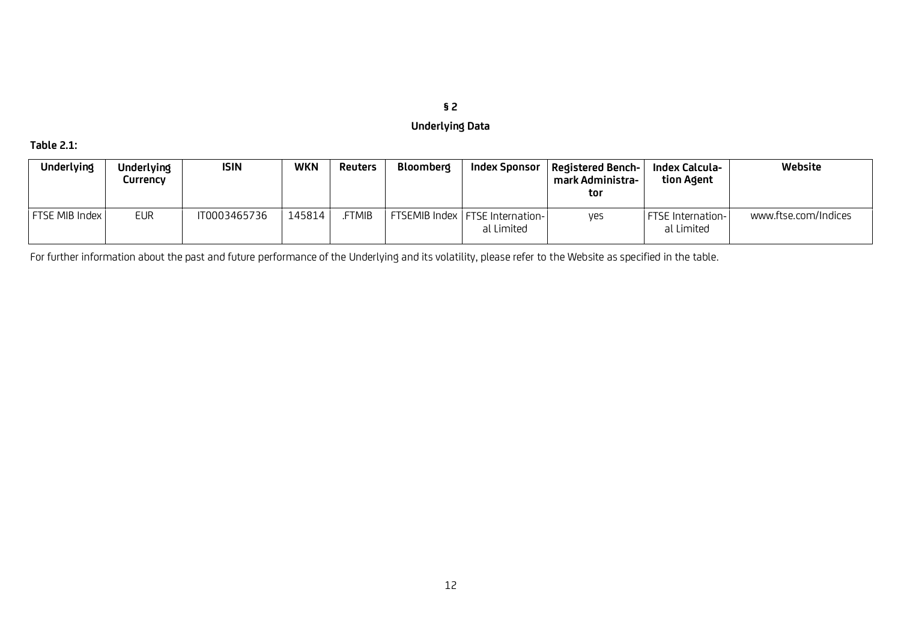# § 2

## Underlying Data

**Table 2.1:**

| Underlying | Underlying Currency | ISIN | WKN | Reuters | Bloomberg | Index Sponsor | Registered Benchmark Administrator | Index Calculation Agent | Website |
|---|---|---|---|---|---|---|---|---|---|
| FTSE MIB Index | EUR | IT0003465736 | 145814 | .FTMIB | FTSEMIB Index | FTSE International Limited | yes | FTSE International Limited | www.ftse.com/Indices |

For further information about the past and future performance of the Underlying and its volatility, please refer to the Website as specified in the table.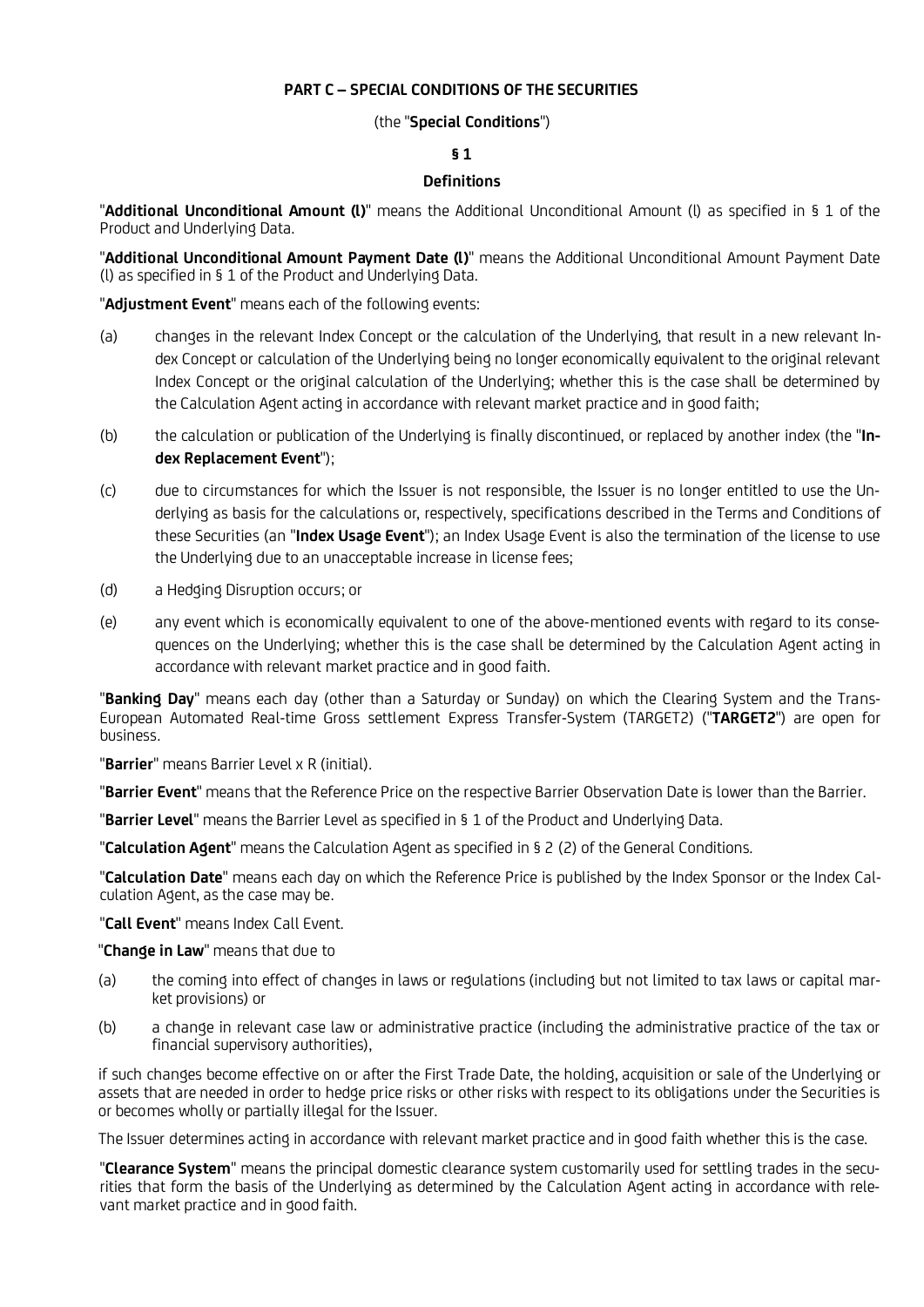# PART C – SPECIAL CONDITIONS OF THE SECURITIES

(the "**Special Conditions**")

## § 1

## Definitions

"**Additional Unconditional Amount (l)**" means the Additional Unconditional Amount (l) as specified in § 1 of the Product and Underlying Data.

"**Additional Unconditional Amount Payment Date (l)**" means the Additional Unconditional Amount Payment Date (l) as specified in § 1 of the Product and Underlying Data.

"**Adjustment Event**" means each of the following events:

(a) changes in the relevant Index Concept or the calculation of the Underlying, that result in a new relevant Index Concept or calculation of the Underlying being no longer economically equivalent to the original relevant Index Concept or the original calculation of the Underlying; whether this is the case shall be determined by the Calculation Agent acting in accordance with relevant market practice and in good faith;

(b) the calculation or publication of the Underlying is finally discontinued, or replaced by another index (the "**Index Replacement Event**");

(c) due to circumstances for which the Issuer is not responsible, the Issuer is no longer entitled to use the Underlying as basis for the calculations or, respectively, specifications described in the Terms and Conditions of these Securities (an "**Index Usage Event**"); an Index Usage Event is also the termination of the license to use the Underlying due to an unacceptable increase in license fees;

(d) a Hedging Disruption occurs; or

(e) any event which is economically equivalent to one of the above-mentioned events with regard to its consequences on the Underlying; whether this is the case shall be determined by the Calculation Agent acting in accordance with relevant market practice and in good faith.

"**Banking Day**" means each day (other than a Saturday or Sunday) on which the Clearing System and the Trans-European Automated Real-time Gross settlement Express Transfer-System (TARGET2) ("**TARGET2**") are open for business.

"**Barrier**" means Barrier Level x R (initial).

"**Barrier Event**" means that the Reference Price on the respective Barrier Observation Date is lower than the Barrier.

"**Barrier Level**" means the Barrier Level as specified in § 1 of the Product and Underlying Data.

"**Calculation Agent**" means the Calculation Agent as specified in § 2 (2) of the General Conditions.

"**Calculation Date**" means each day on which the Reference Price is published by the Index Sponsor or the Index Calculation Agent, as the case may be.

"**Call Event**" means Index Call Event.

"**Change in Law**" means that due to

(a) the coming into effect of changes in laws or regulations (including but not limited to tax laws or capital market provisions) or

(b) a change in relevant case law or administrative practice (including the administrative practice of the tax or financial supervisory authorities),

if such changes become effective on or after the First Trade Date, the holding, acquisition or sale of the Underlying or assets that are needed in order to hedge price risks or other risks with respect to its obligations under the Securities is or becomes wholly or partially illegal for the Issuer.

The Issuer determines acting in accordance with relevant market practice and in good faith whether this is the case.

"**Clearance System**" means the principal domestic clearance system customarily used for settling trades in the securities that form the basis of the Underlying as determined by the Calculation Agent acting in accordance with relevant market practice and in good faith.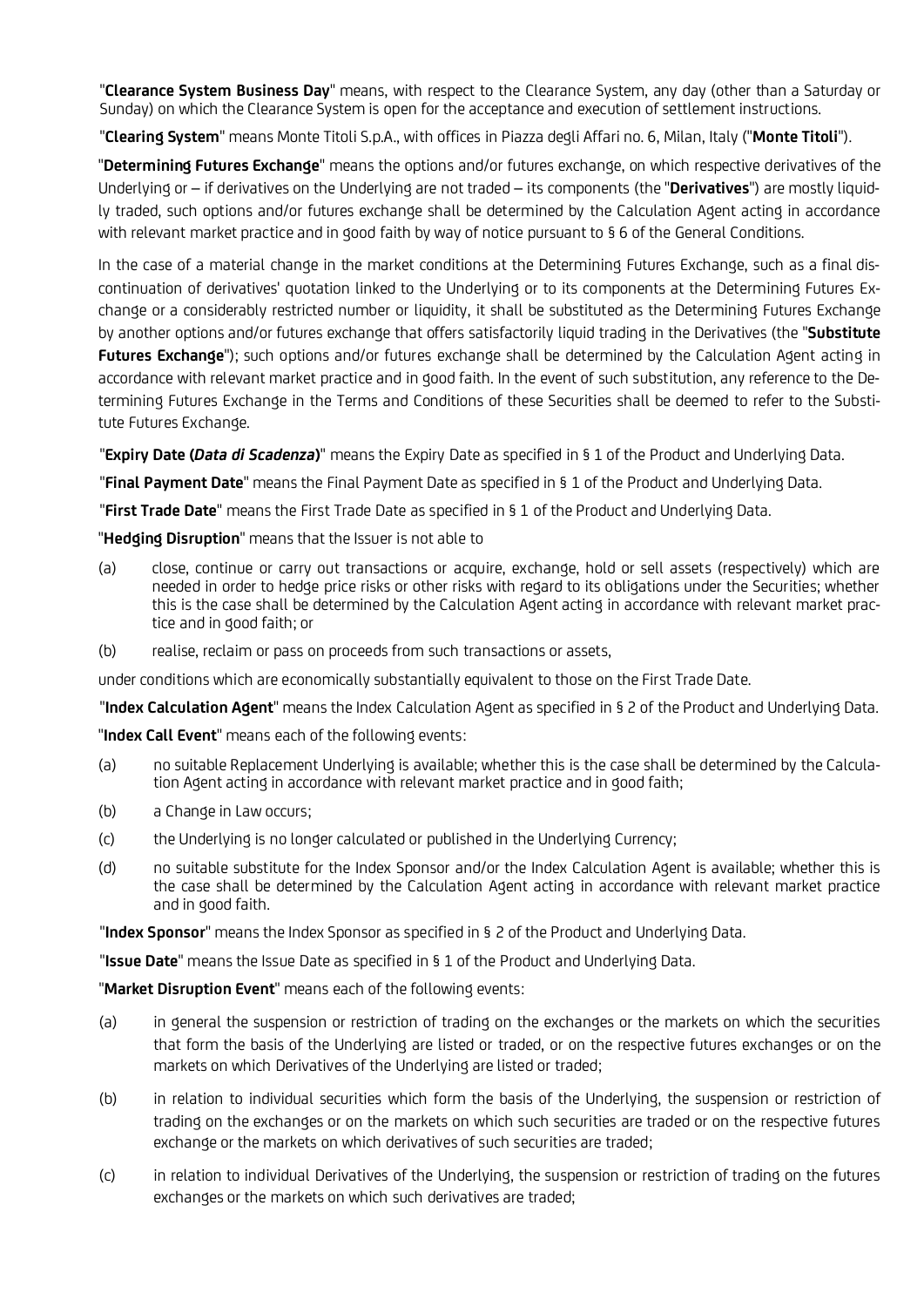"**Clearance System Business Day**" means, with respect to the Clearance System, any day (other than a Saturday or Sunday) on which the Clearance System is open for the acceptance and execution of settlement instructions.

"**Clearing System**" means Monte Titoli S.p.A., with offices in Piazza degli Affari no. 6, Milan, Italy ("**Monte Titoli**").

"**Determining Futures Exchange**" means the options and/or futures exchange, on which respective derivatives of the Underlying or – if derivatives on the Underlying are not traded – its components (the "**Derivatives**") are mostly liquidly traded, such options and/or futures exchange shall be determined by the Calculation Agent acting in accordance with relevant market practice and in good faith by way of notice pursuant to § 6 of the General Conditions.

In the case of a material change in the market conditions at the Determining Futures Exchange, such as a final discontinuation of derivatives' quotation linked to the Underlying or to its components at the Determining Futures Exchange or a considerably restricted number or liquidity, it shall be substituted as the Determining Futures Exchange by another options and/or futures exchange that offers satisfactorily liquid trading in the Derivatives (the "**Substitute Futures Exchange**"); such options and/or futures exchange shall be determined by the Calculation Agent acting in accordance with relevant market practice and in good faith. In the event of such substitution, any reference to the Determining Futures Exchange in the Terms and Conditions of these Securities shall be deemed to refer to the Substitute Futures Exchange.

"**Expiry Date (*Data di Scadenza*)**" means the Expiry Date as specified in § 1 of the Product and Underlying Data.

"**Final Payment Date**" means the Final Payment Date as specified in § 1 of the Product and Underlying Data.

"**First Trade Date**" means the First Trade Date as specified in § 1 of the Product and Underlying Data.

"**Hedging Disruption**" means that the Issuer is not able to

(a) close, continue or carry out transactions or acquire, exchange, hold or sell assets (respectively) which are needed in order to hedge price risks or other risks with regard to its obligations under the Securities; whether this is the case shall be determined by the Calculation Agent acting in accordance with relevant market practice and in good faith; or

(b) realise, reclaim or pass on proceeds from such transactions or assets,

under conditions which are economically substantially equivalent to those on the First Trade Date.

"**Index Calculation Agent**" means the Index Calculation Agent as specified in § 2 of the Product and Underlying Data.

"**Index Call Event**" means each of the following events:

(a) no suitable Replacement Underlying is available; whether this is the case shall be determined by the Calculation Agent acting in accordance with relevant market practice and in good faith;

(b) a Change in Law occurs;

(c) the Underlying is no longer calculated or published in the Underlying Currency;

(d) no suitable substitute for the Index Sponsor and/or the Index Calculation Agent is available; whether this is the case shall be determined by the Calculation Agent acting in accordance with relevant market practice and in good faith.

"**Index Sponsor**" means the Index Sponsor as specified in § 2 of the Product and Underlying Data.

"**Issue Date**" means the Issue Date as specified in § 1 of the Product and Underlying Data.

"**Market Disruption Event**" means each of the following events:

(a) in general the suspension or restriction of trading on the exchanges or the markets on which the securities that form the basis of the Underlying are listed or traded, or on the respective futures exchanges or on the markets on which Derivatives of the Underlying are listed or traded;

(b) in relation to individual securities which form the basis of the Underlying, the suspension or restriction of trading on the exchanges or on the markets on which such securities are traded or on the respective futures exchange or the markets on which derivatives of such securities are traded;

(c) in relation to individual Derivatives of the Underlying, the suspension or restriction of trading on the futures exchanges or the markets on which such derivatives are traded;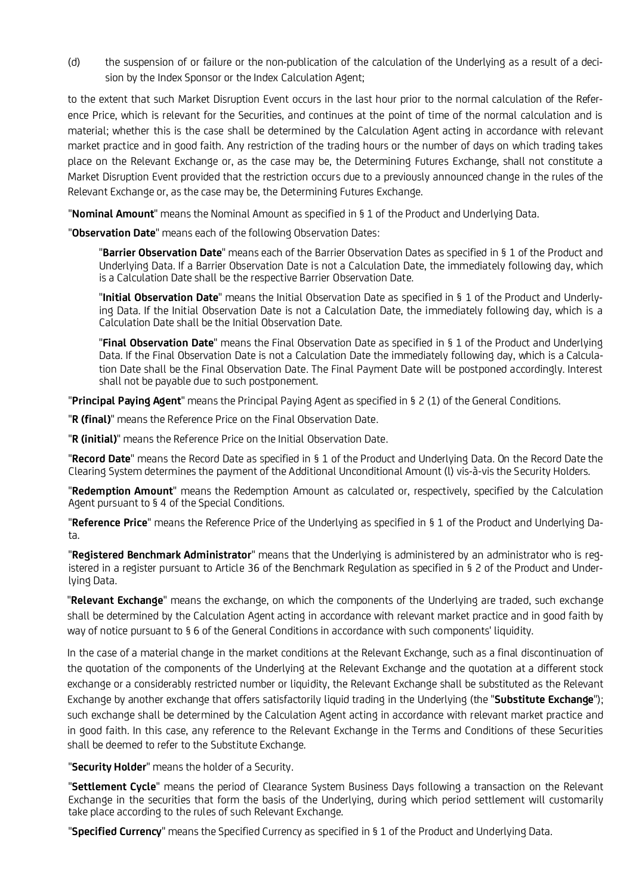(d) the suspension of or failure or the non-publication of the calculation of the Underlying as a result of a decision by the Index Sponsor or the Index Calculation Agent;

to the extent that such Market Disruption Event occurs in the last hour prior to the normal calculation of the Reference Price, which is relevant for the Securities, and continues at the point of time of the normal calculation and is material; whether this is the case shall be determined by the Calculation Agent acting in accordance with relevant market practice and in good faith. Any restriction of the trading hours or the number of days on which trading takes place on the Relevant Exchange or, as the case may be, the Determining Futures Exchange, shall not constitute a Market Disruption Event provided that the restriction occurs due to a previously announced change in the rules of the Relevant Exchange or, as the case may be, the Determining Futures Exchange.

"**Nominal Amount**" means the Nominal Amount as specified in § 1 of the Product and Underlying Data.

"**Observation Date**" means each of the following Observation Dates:

"**Barrier Observation Date**" means each of the Barrier Observation Dates as specified in § 1 of the Product and Underlying Data. If a Barrier Observation Date is not a Calculation Date, the immediately following day, which is a Calculation Date shall be the respective Barrier Observation Date.

"**Initial Observation Date**" means the Initial Observation Date as specified in § 1 of the Product and Underlying Data. If the Initial Observation Date is not a Calculation Date, the immediately following day, which is a Calculation Date shall be the Initial Observation Date.

"**Final Observation Date**" means the Final Observation Date as specified in § 1 of the Product and Underlying Data. If the Final Observation Date is not a Calculation Date the immediately following day, which is a Calculation Date shall be the Final Observation Date. The Final Payment Date will be postponed accordingly. Interest shall not be payable due to such postponement.

"**Principal Paying Agent**" means the Principal Paying Agent as specified in § 2 (1) of the General Conditions.

"**R (final)**" means the Reference Price on the Final Observation Date.

"**R (initial)**" means the Reference Price on the Initial Observation Date.

"**Record Date**" means the Record Date as specified in § 1 of the Product and Underlying Data. On the Record Date the Clearing System determines the payment of the Additional Unconditional Amount (l) vis-à-vis the Security Holders.

"**Redemption Amount**" means the Redemption Amount as calculated or, respectively, specified by the Calculation Agent pursuant to § 4 of the Special Conditions.

"**Reference Price**" means the Reference Price of the Underlying as specified in § 1 of the Product and Underlying Data.

"**Registered Benchmark Administrator**" means that the Underlying is administered by an administrator who is registered in a register pursuant to Article 36 of the Benchmark Regulation as specified in § 2 of the Product and Underlying Data.

"**Relevant Exchange**" means the exchange, on which the components of the Underlying are traded, such exchange shall be determined by the Calculation Agent acting in accordance with relevant market practice and in good faith by way of notice pursuant to § 6 of the General Conditions in accordance with such components' liquidity.

In the case of a material change in the market conditions at the Relevant Exchange, such as a final discontinuation of the quotation of the components of the Underlying at the Relevant Exchange and the quotation at a different stock exchange or a considerably restricted number or liquidity, the Relevant Exchange shall be substituted as the Relevant Exchange by another exchange that offers satisfactorily liquid trading in the Underlying (the "**Substitute Exchange**"); such exchange shall be determined by the Calculation Agent acting in accordance with relevant market practice and in good faith. In this case, any reference to the Relevant Exchange in the Terms and Conditions of these Securities shall be deemed to refer to the Substitute Exchange.

"**Security Holder**" means the holder of a Security.

"**Settlement Cycle**" means the period of Clearance System Business Days following a transaction on the Relevant Exchange in the securities that form the basis of the Underlying, during which period settlement will customarily take place according to the rules of such Relevant Exchange.

"**Specified Currency**" means the Specified Currency as specified in § 1 of the Product and Underlying Data.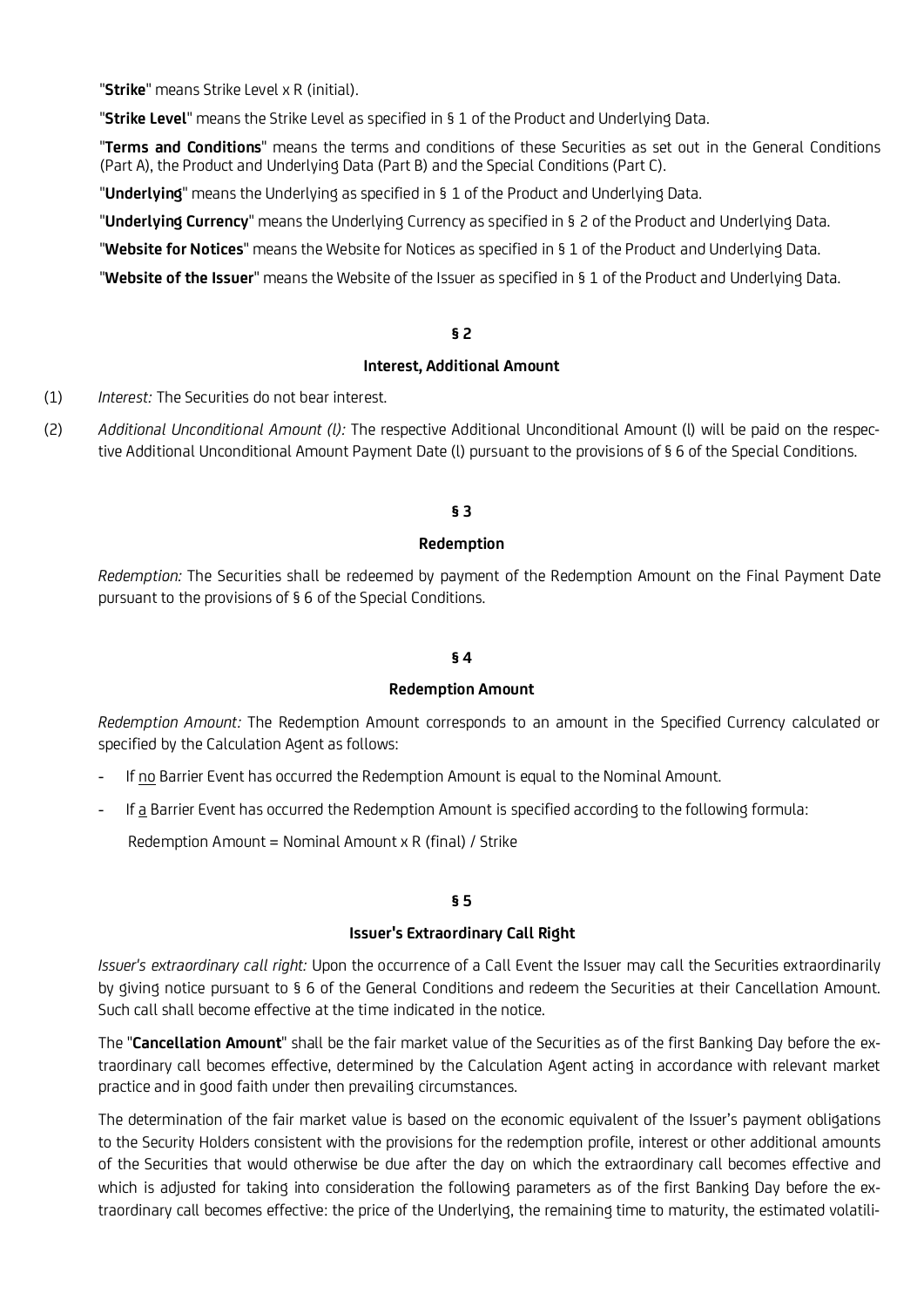"**Strike**" means Strike Level x R (initial).

"**Strike Level**" means the Strike Level as specified in § 1 of the Product and Underlying Data.

"**Terms and Conditions**" means the terms and conditions of these Securities as set out in the General Conditions (Part A), the Product and Underlying Data (Part B) and the Special Conditions (Part C).

"**Underlying**" means the Underlying as specified in § 1 of the Product and Underlying Data.

"**Underlying Currency**" means the Underlying Currency as specified in § 2 of the Product and Underlying Data.

"**Website for Notices**" means the Website for Notices as specified in § 1 of the Product and Underlying Data.

"**Website of the Issuer**" means the Website of the Issuer as specified in § 1 of the Product and Underlying Data.

## § 2

## Interest, Additional Amount

(1) *Interest:* The Securities do not bear interest.

(2) *Additional Unconditional Amount (l):* The respective Additional Unconditional Amount (l) will be paid on the respective Additional Unconditional Amount Payment Date (l) pursuant to the provisions of § 6 of the Special Conditions.

## § 3

## Redemption

*Redemption:* The Securities shall be redeemed by payment of the Redemption Amount on the Final Payment Date pursuant to the provisions of § 6 of the Special Conditions.

## § 4

## Redemption Amount

*Redemption Amount:* The Redemption Amount corresponds to an amount in the Specified Currency calculated or specified by the Calculation Agent as follows:

- If no Barrier Event has occurred the Redemption Amount is equal to the Nominal Amount.
- If a Barrier Event has occurred the Redemption Amount is specified according to the following formula:

  Redemption Amount = Nominal Amount x R (final) / Strike

## § 5

## Issuer's Extraordinary Call Right

*Issuer's extraordinary call right:* Upon the occurrence of a Call Event the Issuer may call the Securities extraordinarily by giving notice pursuant to § 6 of the General Conditions and redeem the Securities at their Cancellation Amount. Such call shall become effective at the time indicated in the notice.

The "**Cancellation Amount**" shall be the fair market value of the Securities as of the first Banking Day before the extraordinary call becomes effective, determined by the Calculation Agent acting in accordance with relevant market practice and in good faith under then prevailing circumstances.

The determination of the fair market value is based on the economic equivalent of the Issuer's payment obligations to the Security Holders consistent with the provisions for the redemption profile, interest or other additional amounts of the Securities that would otherwise be due after the day on which the extraordinary call becomes effective and which is adjusted for taking into consideration the following parameters as of the first Banking Day before the extraordinary call becomes effective: the price of the Underlying, the remaining time to maturity, the estimated volatili-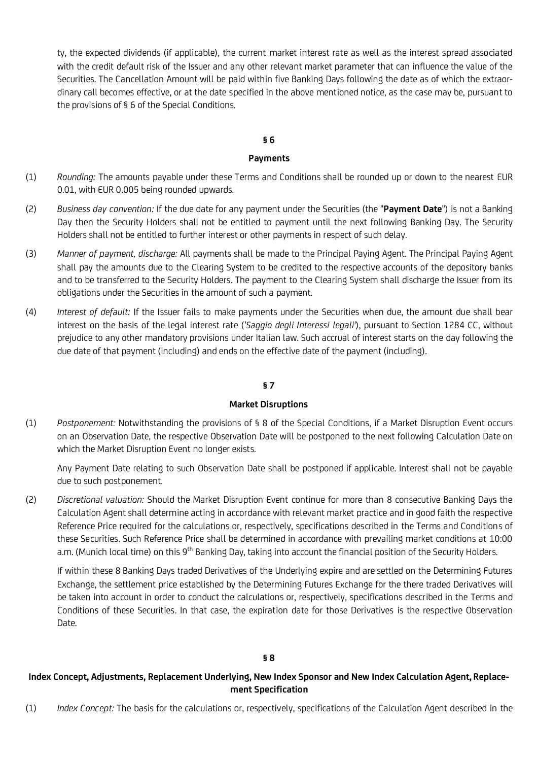ty, the expected dividends (if applicable), the current market interest rate as well as the interest spread associated with the credit default risk of the Issuer and any other relevant market parameter that can influence the value of the Securities. The Cancellation Amount will be paid within five Banking Days following the date as of which the extraordinary call becomes effective, or at the date specified in the above mentioned notice, as the case may be, pursuant to the provisions of § 6 of the Special Conditions.

## § 6

## Payments

(1) *Rounding:* The amounts payable under these Terms and Conditions shall be rounded up or down to the nearest EUR 0.01, with EUR 0.005 being rounded upwards.

(2) *Business day convention:* If the due date for any payment under the Securities (the "**Payment Date**") is not a Banking Day then the Security Holders shall not be entitled to payment until the next following Banking Day. The Security Holders shall not be entitled to further interest or other payments in respect of such delay.

(3) *Manner of payment, discharge:* All payments shall be made to the Principal Paying Agent. The Principal Paying Agent shall pay the amounts due to the Clearing System to be credited to the respective accounts of the depository banks and to be transferred to the Security Holders. The payment to the Clearing System shall discharge the Issuer from its obligations under the Securities in the amount of such a payment.

(4) *Interest of default:* If the Issuer fails to make payments under the Securities when due, the amount due shall bear interest on the basis of the legal interest rate ('*Saggio degli Interessi legali*'), pursuant to Section 1284 CC, without prejudice to any other mandatory provisions under Italian law. Such accrual of interest starts on the day following the due date of that payment (including) and ends on the effective date of the payment (including).

## § 7

## Market Disruptions

(1) *Postponement:* Notwithstanding the provisions of § 8 of the Special Conditions, if a Market Disruption Event occurs on an Observation Date, the respective Observation Date will be postponed to the next following Calculation Date on which the Market Disruption Event no longer exists.

Any Payment Date relating to such Observation Date shall be postponed if applicable. Interest shall not be payable due to such postponement.

(2) *Discretional valuation:* Should the Market Disruption Event continue for more than 8 consecutive Banking Days the Calculation Agent shall determine acting in accordance with relevant market practice and in good faith the respective Reference Price required for the calculations or, respectively, specifications described in the Terms and Conditions of these Securities. Such Reference Price shall be determined in accordance with prevailing market conditions at 10:00 a.m. (Munich local time) on this 9th Banking Day, taking into account the financial position of the Security Holders.

If within these 8 Banking Days traded Derivatives of the Underlying expire and are settled on the Determining Futures Exchange, the settlement price established by the Determining Futures Exchange for the there traded Derivatives will be taken into account in order to conduct the calculations or, respectively, specifications described in the Terms and Conditions of these Securities. In that case, the expiration date for those Derivatives is the respective Observation Date.

## § 8

## Index Concept, Adjustments, Replacement Underlying, New Index Sponsor and New Index Calculation Agent, Replacement Specification

(1) *Index Concept:* The basis for the calculations or, respectively, specifications of the Calculation Agent described in the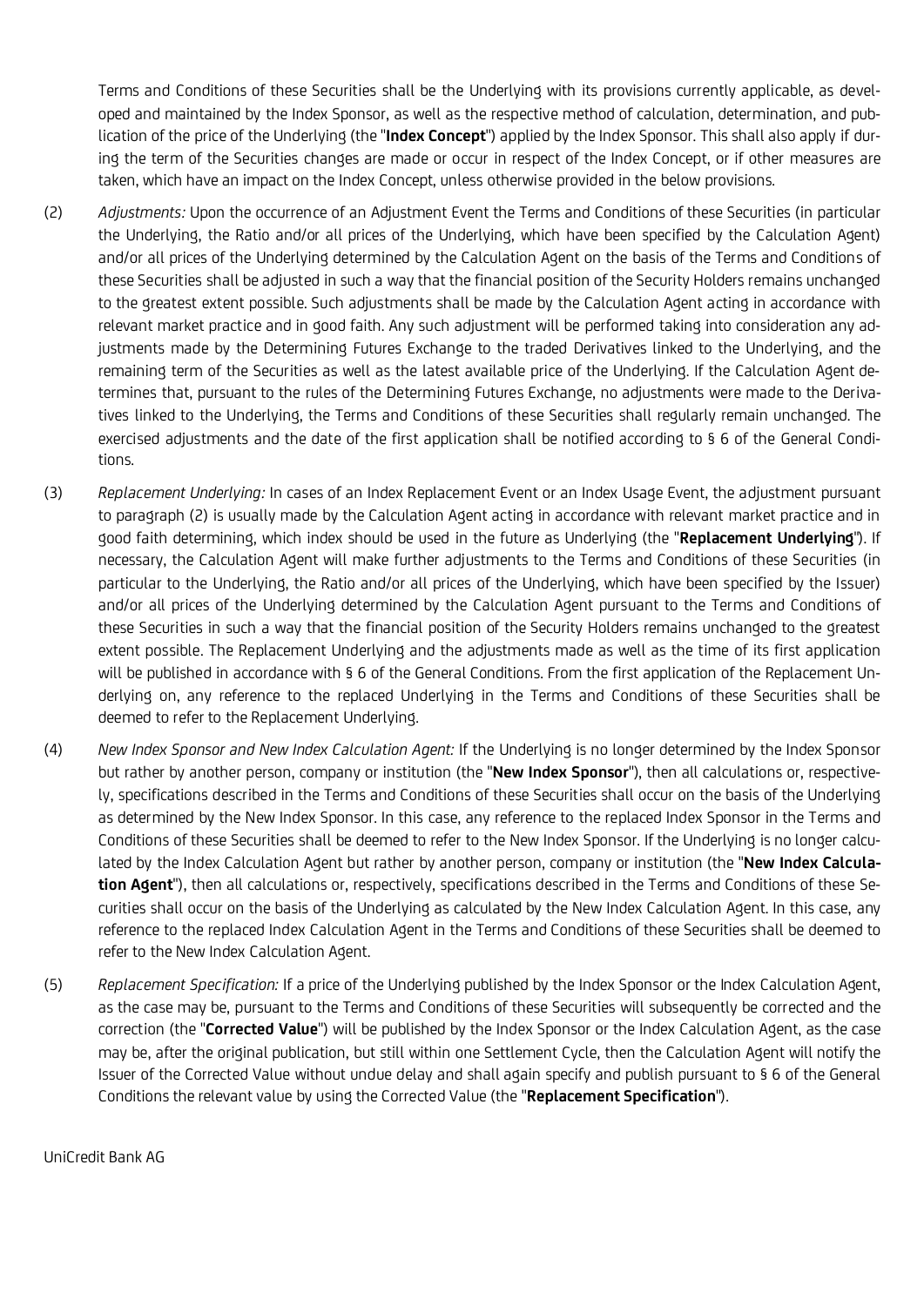Terms and Conditions of these Securities shall be the Underlying with its provisions currently applicable, as developed and maintained by the Index Sponsor, as well as the respective method of calculation, determination, and publication of the price of the Underlying (the "**Index Concept**") applied by the Index Sponsor. This shall also apply if during the term of the Securities changes are made or occur in respect of the Index Concept, or if other measures are taken, which have an impact on the Index Concept, unless otherwise provided in the below provisions.

(2) *Adjustments:* Upon the occurrence of an Adjustment Event the Terms and Conditions of these Securities (in particular the Underlying, the Ratio and/or all prices of the Underlying, which have been specified by the Calculation Agent) and/or all prices of the Underlying determined by the Calculation Agent on the basis of the Terms and Conditions of these Securities shall be adjusted in such a way that the financial position of the Security Holders remains unchanged to the greatest extent possible. Such adjustments shall be made by the Calculation Agent acting in accordance with relevant market practice and in good faith. Any such adjustment will be performed taking into consideration any adjustments made by the Determining Futures Exchange to the traded Derivatives linked to the Underlying, and the remaining term of the Securities as well as the latest available price of the Underlying. If the Calculation Agent determines that, pursuant to the rules of the Determining Futures Exchange, no adjustments were made to the Derivatives linked to the Underlying, the Terms and Conditions of these Securities shall regularly remain unchanged. The exercised adjustments and the date of the first application shall be notified according to § 6 of the General Conditions.

(3) *Replacement Underlying:* In cases of an Index Replacement Event or an Index Usage Event, the adjustment pursuant to paragraph (2) is usually made by the Calculation Agent acting in accordance with relevant market practice and in good faith determining, which index should be used in the future as Underlying (the "**Replacement Underlying**"). If necessary, the Calculation Agent will make further adjustments to the Terms and Conditions of these Securities (in particular to the Underlying, the Ratio and/or all prices of the Underlying, which have been specified by the Issuer) and/or all prices of the Underlying determined by the Calculation Agent pursuant to the Terms and Conditions of these Securities in such a way that the financial position of the Security Holders remains unchanged to the greatest extent possible. The Replacement Underlying and the adjustments made as well as the time of its first application will be published in accordance with § 6 of the General Conditions. From the first application of the Replacement Underlying on, any reference to the replaced Underlying in the Terms and Conditions of these Securities shall be deemed to refer to the Replacement Underlying.

(4) *New Index Sponsor and New Index Calculation Agent:* If the Underlying is no longer determined by the Index Sponsor but rather by another person, company or institution (the "**New Index Sponsor**"), then all calculations or, respectively, specifications described in the Terms and Conditions of these Securities shall occur on the basis of the Underlying as determined by the New Index Sponsor. In this case, any reference to the replaced Index Sponsor in the Terms and Conditions of these Securities shall be deemed to refer to the New Index Sponsor. If the Underlying is no longer calculated by the Index Calculation Agent but rather by another person, company or institution (the "**New Index Calculation Agent**"), then all calculations or, respectively, specifications described in the Terms and Conditions of these Securities shall occur on the basis of the Underlying as calculated by the New Index Calculation Agent. In this case, any reference to the replaced Index Calculation Agent in the Terms and Conditions of these Securities shall be deemed to refer to the New Index Calculation Agent.

(5) *Replacement Specification:* If a price of the Underlying published by the Index Sponsor or the Index Calculation Agent, as the case may be, pursuant to the Terms and Conditions of these Securities will subsequently be corrected and the correction (the "**Corrected Value**") will be published by the Index Sponsor or the Index Calculation Agent, as the case may be, after the original publication, but still within one Settlement Cycle, then the Calculation Agent will notify the Issuer of the Corrected Value without undue delay and shall again specify and publish pursuant to § 6 of the General Conditions the relevant value by using the Corrected Value (the "**Replacement Specification**").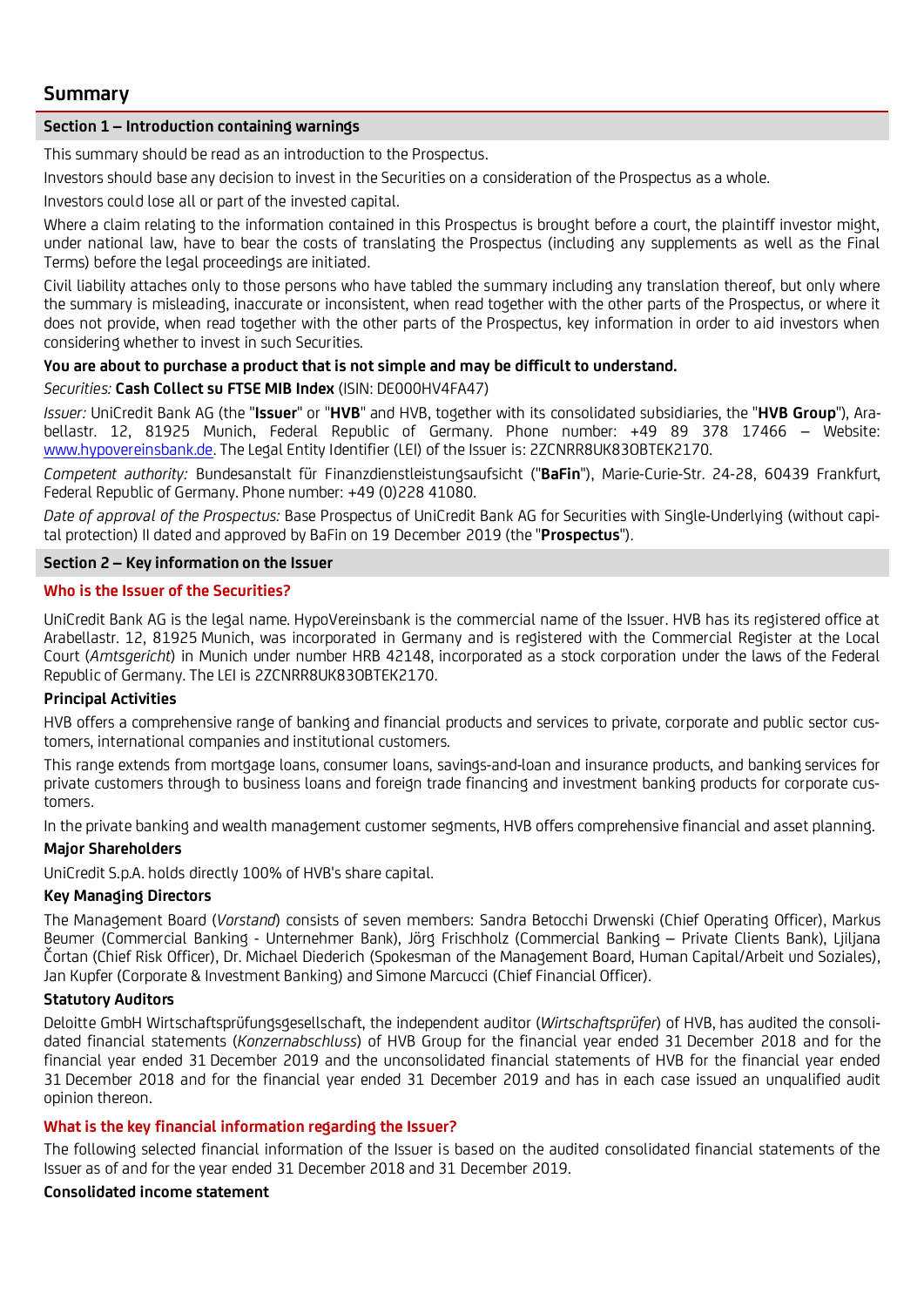# Summary

## Section 1 – Introduction containing warnings

This summary should be read as an introduction to the Prospectus.

Investors should base any decision to invest in the Securities on a consideration of the Prospectus as a whole.

Investors could lose all or part of the invested capital.

Where a claim relating to the information contained in this Prospectus is brought before a court, the plaintiff investor might, under national law, have to bear the costs of translating the Prospectus (including any supplements as well as the Final Terms) before the legal proceedings are initiated.

Civil liability attaches only to those persons who have tabled the summary including any translation thereof, but only where the summary is misleading, inaccurate or inconsistent, when read together with the other parts of the Prospectus, or where it does not provide, when read together with the other parts of the Prospectus, key information in order to aid investors when considering whether to invest in such Securities.

**You are about to purchase a product that is not simple and may be difficult to understand.**

*Securities:* **Cash Collect su FTSE MIB Index** (ISIN: DE000HV4FA47)

*Issuer:* UniCredit Bank AG (the "**Issuer**" or "**HVB**" and HVB, together with its consolidated subsidiaries, the "**HVB Group**"), Arabellastr. 12, 81925 Munich, Federal Republic of Germany. Phone number: +49 89 378 17466 – Website: www.hypovereinsbank.de. The Legal Entity Identifier (LEI) of the Issuer is: 2ZCNRR8UK83OBTEK2170.

*Competent authority:* Bundesanstalt für Finanzdienstleistungsaufsicht ("**BaFin**"), Marie-Curie-Str. 24-28, 60439 Frankfurt, Federal Republic of Germany. Phone number: +49 (0)228 41080.

*Date of approval of the Prospectus:* Base Prospectus of UniCredit Bank AG for Securities with Single-Underlying (without capital protection) II dated and approved by BaFin on 19 December 2019 (the "**Prospectus**").

## Section 2 – Key information on the Issuer

### Who is the Issuer of the Securities?

UniCredit Bank AG is the legal name. HypoVereinsbank is the commercial name of the Issuer. HVB has its registered office at Arabellastr. 12, 81925 Munich, was incorporated in Germany and is registered with the Commercial Register at the Local Court (*Amtsgericht*) in Munich under number HRB 42148, incorporated as a stock corporation under the laws of the Federal Republic of Germany. The LEI is 2ZCNRR8UK83OBTEK2170.

**Principal Activities**

HVB offers a comprehensive range of banking and financial products and services to private, corporate and public sector customers, international companies and institutional customers.

This range extends from mortgage loans, consumer loans, savings-and-loan and insurance products, and banking services for private customers through to business loans and foreign trade financing and investment banking products for corporate customers.

In the private banking and wealth management customer segments, HVB offers comprehensive financial and asset planning.

**Major Shareholders**

UniCredit S.p.A. holds directly 100% of HVB's share capital.

**Key Managing Directors**

The Management Board (*Vorstand*) consists of seven members: Sandra Betocchi Drwenski (Chief Operating Officer), Markus Beumer (Commercial Banking - Unternehmer Bank), Jörg Frischholz (Commercial Banking – Private Clients Bank), Ljiljana Čortan (Chief Risk Officer), Dr. Michael Diederich (Spokesman of the Management Board, Human Capital/Arbeit und Soziales), Jan Kupfer (Corporate & Investment Banking) and Simone Marcucci (Chief Financial Officer).

**Statutory Auditors**

Deloitte GmbH Wirtschaftsprüfungsgesellschaft, the independent auditor (*Wirtschaftsprüfer*) of HVB, has audited the consolidated financial statements (*Konzernabschluss*) of HVB Group for the financial year ended 31 December 2018 and for the financial year ended 31 December 2019 and the unconsolidated financial statements of HVB for the financial year ended 31 December 2018 and for the financial year ended 31 December 2019 and has in each case issued an unqualified audit opinion thereon.

### What is the key financial information regarding the Issuer?

The following selected financial information of the Issuer is based on the audited consolidated financial statements of the Issuer as of and for the year ended 31 December 2018 and 31 December 2019.

**Consolidated income statement**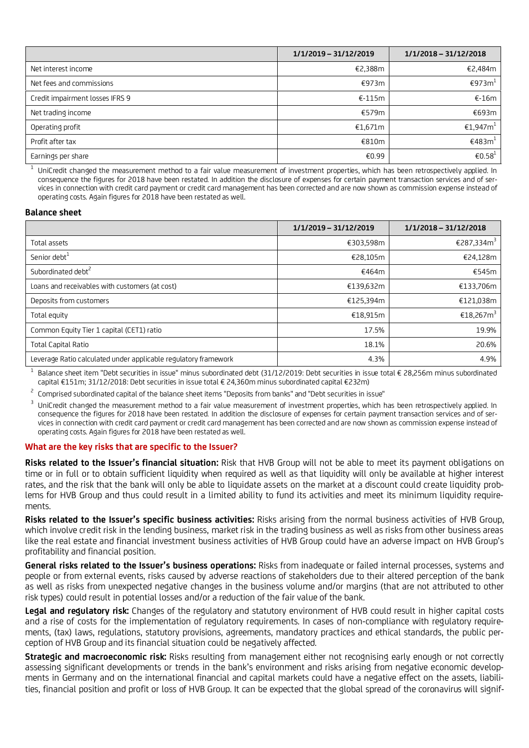| | 1/1/2019 – 31/12/2019 | 1/1/2018 – 31/12/2018 |
|---|---|---|
| Net interest income | €2,388m | €2,484m |
| Net fees and commissions | €973m | €973m[1] |
| Credit impairment losses IFRS 9 | €-115m | €-16m |
| Net trading income | €579m | €693m |
| Operating profit | €1,671m | €1,947m[1] |
| Profit after tax | €810m | €483m[1] |
| Earnings per share | €0.99 | €0.58[1] |

[1] UniCredit changed the measurement method to a fair value measurement of investment properties, which has been retrospectively applied. In consequence the figures for 2018 have been restated. In addition the disclosure of expenses for certain payment transaction services and of services in connection with credit card payment or credit card management has been corrected and are now shown as commission expense instead of operating costs. Again figures for 2018 have been restated as well.

### Balance sheet

| | 1/1/2019 – 31/12/2019 | 1/1/2018 – 31/12/2018 |
|---|---|---|
| Total assets | €303,598m | €287,334m[3] |
| Senior debt[1] | €28,105m | €24,128m |
| Subordinated debt[2] | €464m | €545m |
| Loans and receivables with customers (at cost) | €139,632m | €133,706m |
| Deposits from customers | €125,394m | €121,038m |
| Total equity | €18,915m | €18,267m[3] |
| Common Equity Tier 1 capital (CET1) ratio | 17.5% | 19.9% |
| Total Capital Ratio | 18.1% | 20.6% |
| Leverage Ratio calculated under applicable regulatory framework | 4.3% | 4.9% |

[1] Balance sheet item "Debt securities in issue" minus subordinated debt (31/12/2019: Debt securities in issue total € 28,256m minus subordinated capital €151m; 31/12/2018: Debt securities in issue total € 24,360m minus subordinated capital €232m)

[2] Comprised subordinated capital of the balance sheet items "Deposits from banks" and "Debt securities in issue"

[3] UniCredit changed the measurement method to a fair value measurement of investment properties, which has been retrospectively applied. In consequence the figures for 2018 have been restated. In addition the disclosure of expenses for certain payment transaction services and of services in connection with credit card payment or credit card management has been corrected and are now shown as commission expense instead of operating costs. Again figures for 2018 have been restated as well.

### What are the key risks that are specific to the Issuer?

**Risks related to the Issuer's financial situation:** Risk that HVB Group will not be able to meet its payment obligations on time or in full or to obtain sufficient liquidity when required as well as that liquidity will only be available at higher interest rates, and the risk that the bank will only be able to liquidate assets on the market at a discount could create liquidity problems for HVB Group and thus could result in a limited ability to fund its activities and meet its minimum liquidity requirements.

**Risks related to the Issuer's specific business activities:** Risks arising from the normal business activities of HVB Group, which involve credit risk in the lending business, market risk in the trading business as well as risks from other business areas like the real estate and financial investment business activities of HVB Group could have an adverse impact on HVB Group's profitability and financial position.

**General risks related to the Issuer's business operations:** Risks from inadequate or failed internal processes, systems and people or from external events, risks caused by adverse reactions of stakeholders due to their altered perception of the bank as well as risks from unexpected negative changes in the business volume and/or margins (that are not attributed to other risk types) could result in potential losses and/or a reduction of the fair value of the bank.

**Legal and regulatory risk:** Changes of the regulatory and statutory environment of HVB could result in higher capital costs and a rise of costs for the implementation of regulatory requirements. In cases of non-compliance with regulatory requirements, (tax) laws, regulations, statutory provisions, agreements, mandatory practices and ethical standards, the public perception of HVB Group and its financial situation could be negatively affected.

**Strategic and macroeconomic risk:** Risks resulting from management either not recognising early enough or not correctly assessing significant developments or trends in the bank's environment and risks arising from negative economic developments in Germany and on the international financial and capital markets could have a negative effect on the assets, liabilities, financial position and profit or loss of HVB Group. It can be expected that the global spread of the coronavirus will signif-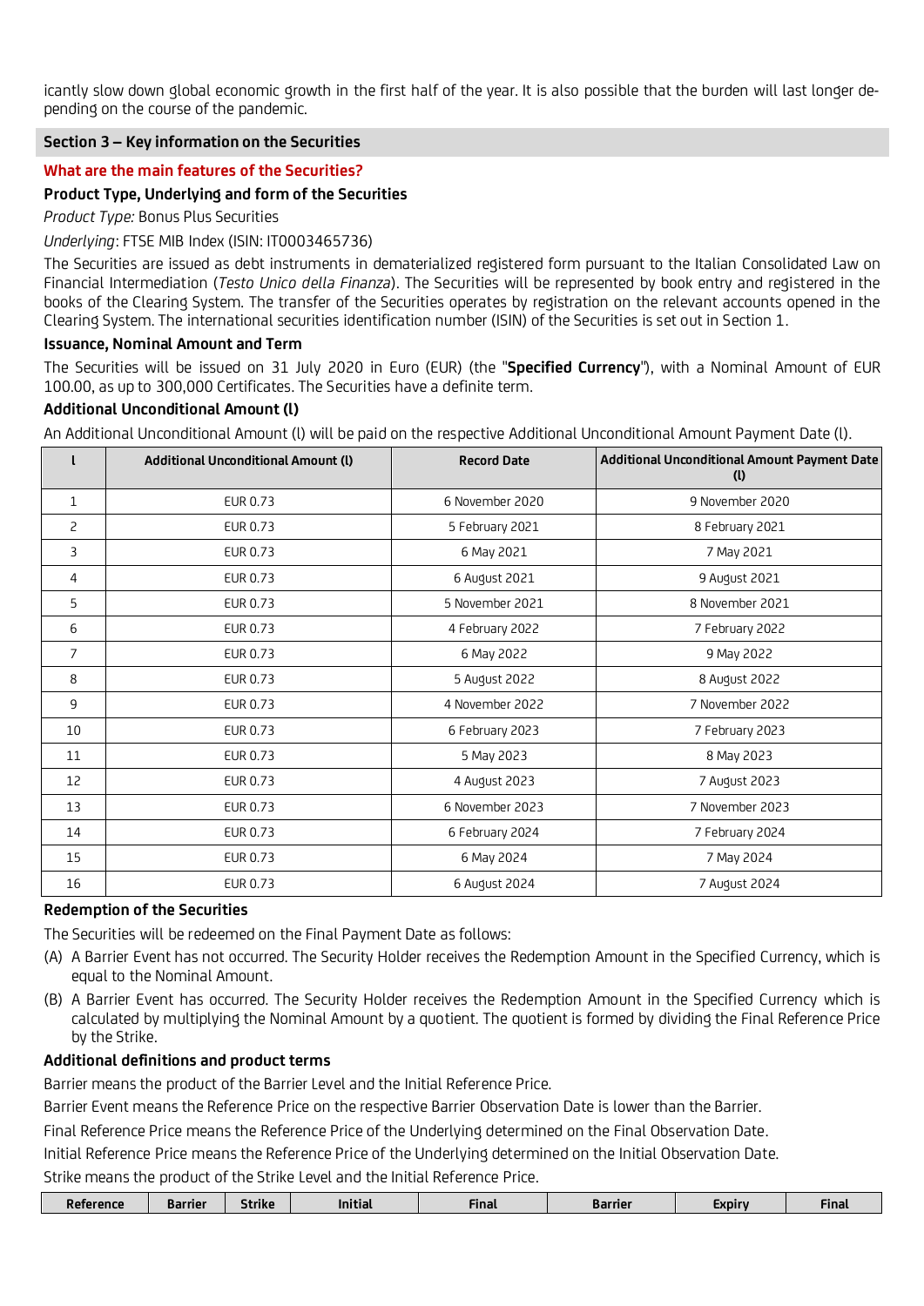icantly slow down global economic growth in the first half of the year. It is also possible that the burden will last longer depending on the course of the pandemic.

## Section 3 – Key information on the Securities

### What are the main features of the Securities?

#### Product Type, Underlying and form of the Securities

*Product Type:* Bonus Plus Securities

*Underlying*: FTSE MIB Index (ISIN: IT0003465736)

The Securities are issued as debt instruments in dematerialized registered form pursuant to the Italian Consolidated Law on Financial Intermediation (*Testo Unico della Finanza*). The Securities will be represented by book entry and registered in the books of the Clearing System. The transfer of the Securities operates by registration on the relevant accounts opened in the Clearing System. The international securities identification number (ISIN) of the Securities is set out in Section 1.

#### Issuance, Nominal Amount and Term

The Securities will be issued on 31 July 2020 in Euro (EUR) (the "**Specified Currency**"), with a Nominal Amount of EUR 100.00, as up to 300,000 Certificates. The Securities have a definite term.

#### Additional Unconditional Amount (l)

An Additional Unconditional Amount (l) will be paid on the respective Additional Unconditional Amount Payment Date (l).

| l | Additional Unconditional Amount (l) | Record Date | Additional Unconditional Amount Payment Date (l) |
|---|---|---|---|
| 1 | EUR 0.73 | 6 November 2020 | 9 November 2020 |
| 2 | EUR 0.73 | 5 February 2021 | 8 February 2021 |
| 3 | EUR 0.73 | 6 May 2021 | 7 May 2021 |
| 4 | EUR 0.73 | 6 August 2021 | 9 August 2021 |
| 5 | EUR 0.73 | 5 November 2021 | 8 November 2021 |
| 6 | EUR 0.73 | 4 February 2022 | 7 February 2022 |
| 7 | EUR 0.73 | 6 May 2022 | 9 May 2022 |
| 8 | EUR 0.73 | 5 August 2022 | 8 August 2022 |
| 9 | EUR 0.73 | 4 November 2022 | 7 November 2022 |
| 10 | EUR 0.73 | 6 February 2023 | 7 February 2023 |
| 11 | EUR 0.73 | 5 May 2023 | 8 May 2023 |
| 12 | EUR 0.73 | 4 August 2023 | 7 August 2023 |
| 13 | EUR 0.73 | 6 November 2023 | 7 November 2023 |
| 14 | EUR 0.73 | 6 February 2024 | 7 February 2024 |
| 15 | EUR 0.73 | 6 May 2024 | 7 May 2024 |
| 16 | EUR 0.73 | 6 August 2024 | 7 August 2024 |

#### Redemption of the Securities

The Securities will be redeemed on the Final Payment Date as follows:

(A) A Barrier Event has not occurred. The Security Holder receives the Redemption Amount in the Specified Currency, which is equal to the Nominal Amount.

(B) A Barrier Event has occurred. The Security Holder receives the Redemption Amount in the Specified Currency which is calculated by multiplying the Nominal Amount by a quotient. The quotient is formed by dividing the Final Reference Price by the Strike.

#### Additional definitions and product terms

Barrier means the product of the Barrier Level and the Initial Reference Price.

Barrier Event means the Reference Price on the respective Barrier Observation Date is lower than the Barrier.

Final Reference Price means the Reference Price of the Underlying determined on the Final Observation Date.

Initial Reference Price means the Reference Price of the Underlying determined on the Initial Observation Date.

Strike means the product of the Strike Level and the Initial Reference Price.

| Reference | Barrier | Strike | Initial | Final | Barrier | Expiry | Final |
|---|---|---|---|---|---|---|---|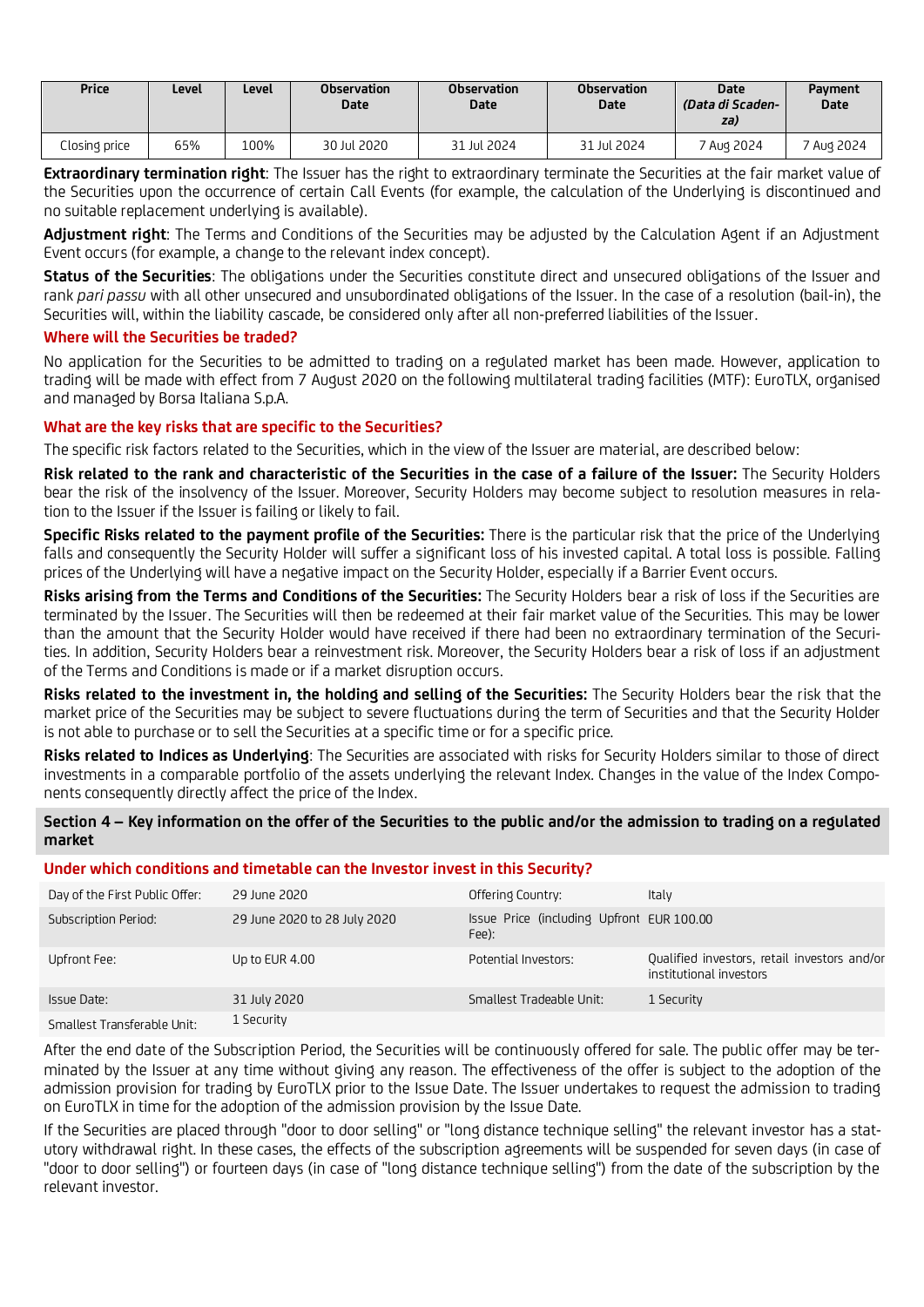| Price | Level | Level | Observation Date | Observation Date | Observation Date | Date *(Data di Scadenza)* | Payment Date |
|---|---|---|---|---|---|---|---|
| Closing price | 65% | 100% | 30 Jul 2020 | 31 Jul 2024 | 31 Jul 2024 | 7 Aug 2024 | 7 Aug 2024 |

**Extraordinary termination right**: The Issuer has the right to extraordinary terminate the Securities at the fair market value of the Securities upon the occurrence of certain Call Events (for example, the calculation of the Underlying is discontinued and no suitable replacement underlying is available).

**Adjustment right**: The Terms and Conditions of the Securities may be adjusted by the Calculation Agent if an Adjustment Event occurs (for example, a change to the relevant index concept).

**Status of the Securities**: The obligations under the Securities constitute direct and unsecured obligations of the Issuer and rank *pari passu* with all other unsecured and unsubordinated obligations of the Issuer. In the case of a resolution (bail-in), the Securities will, within the liability cascade, be considered only after all non-preferred liabilities of the Issuer.

### Where will the Securities be traded?

No application for the Securities to be admitted to trading on a regulated market has been made. However, application to trading will be made with effect from 7 August 2020 on the following multilateral trading facilities (MTF): EuroTLX, organised and managed by Borsa Italiana S.p.A.

### What are the key risks that are specific to the Securities?

The specific risk factors related to the Securities, which in the view of the Issuer are material, are described below:

**Risk related to the rank and characteristic of the Securities in the case of a failure of the Issuer:** The Security Holders bear the risk of the insolvency of the Issuer. Moreover, Security Holders may become subject to resolution measures in relation to the Issuer if the Issuer is failing or likely to fail.

**Specific Risks related to the payment profile of the Securities:** There is the particular risk that the price of the Underlying falls and consequently the Security Holder will suffer a significant loss of his invested capital. A total loss is possible. Falling prices of the Underlying will have a negative impact on the Security Holder, especially if a Barrier Event occurs.

**Risks arising from the Terms and Conditions of the Securities:** The Security Holders bear a risk of loss if the Securities are terminated by the Issuer. The Securities will then be redeemed at their fair market value of the Securities. This may be lower than the amount that the Security Holder would have received if there had been no extraordinary termination of the Securities. In addition, Security Holders bear a reinvestment risk. Moreover, the Security Holders bear a risk of loss if an adjustment of the Terms and Conditions is made or if a market disruption occurs.

**Risks related to the investment in, the holding and selling of the Securities:** The Security Holders bear the risk that the market price of the Securities may be subject to severe fluctuations during the term of Securities and that the Security Holder is not able to purchase or to sell the Securities at a specific time or for a specific price.

**Risks related to Indices as Underlying**: The Securities are associated with risks for Security Holders similar to those of direct investments in a comparable portfolio of the assets underlying the relevant Index. Changes in the value of the Index Components consequently directly affect the price of the Index.

## Section 4 – Key information on the offer of the Securities to the public and/or the admission to trading on a regulated market

### Under which conditions and timetable can the Investor invest in this Security?

| | | | |
|---|---|---|---|
| Day of the First Public Offer: | 29 June 2020 | Offering Country: | Italy |
| Subscription Period: | 29 June 2020 to 28 July 2020 | Issue Price (including Upfront Fee): | EUR 100.00 |
| Upfront Fee: | Up to EUR 4.00 | Potential Investors: | Qualified investors, retail investors and/or institutional investors |
| Issue Date: | 31 July 2020 | Smallest Tradeable Unit: | 1 Security |
| Smallest Transferable Unit: | 1 Security | | |

After the end date of the Subscription Period, the Securities will be continuously offered for sale. The public offer may be terminated by the Issuer at any time without giving any reason. The effectiveness of the offer is subject to the adoption of the admission provision for trading by EuroTLX prior to the Issue Date. The Issuer undertakes to request the admission to trading on EuroTLX in time for the adoption of the admission provision by the Issue Date.

If the Securities are placed through "door to door selling" or "long distance technique selling" the relevant investor has a statutory withdrawal right. In these cases, the effects of the subscription agreements will be suspended for seven days (in case of "door to door selling") or fourteen days (in case of "long distance technique selling") from the date of the subscription by the relevant investor.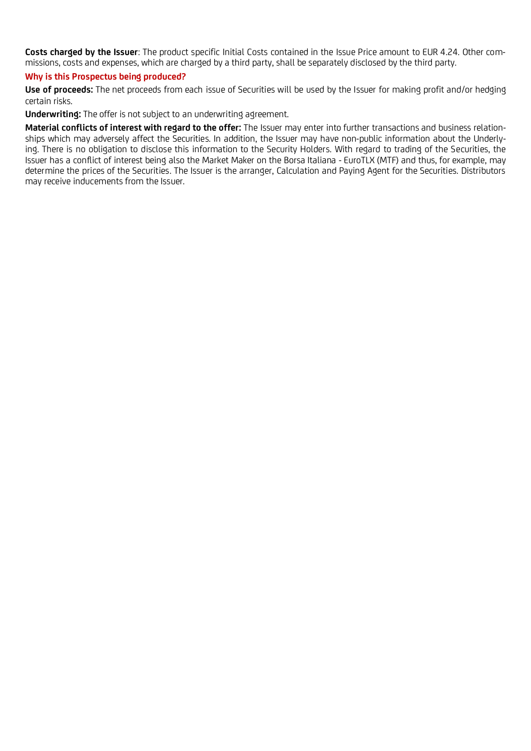**Costs charged by the Issuer**: The product specific Initial Costs contained in the Issue Price amount to EUR 4.24. Other commissions, costs and expenses, which are charged by a third party, shall be separately disclosed by the third party.

### Why is this Prospectus being produced?

**Use of proceeds:** The net proceeds from each issue of Securities will be used by the Issuer for making profit and/or hedging certain risks.

**Underwriting:** The offer is not subject to an underwriting agreement.

**Material conflicts of interest with regard to the offer:** The Issuer may enter into further transactions and business relationships which may adversely affect the Securities. In addition, the Issuer may have non-public information about the Underlying. There is no obligation to disclose this information to the Security Holders. With regard to trading of the Securities, the Issuer has a conflict of interest being also the Market Maker on the Borsa Italiana - EuroTLX (MTF) and thus, for example, may determine the prices of the Securities. The Issuer is the arranger, Calculation and Paying Agent for the Securities. Distributors may receive inducements from the Issuer.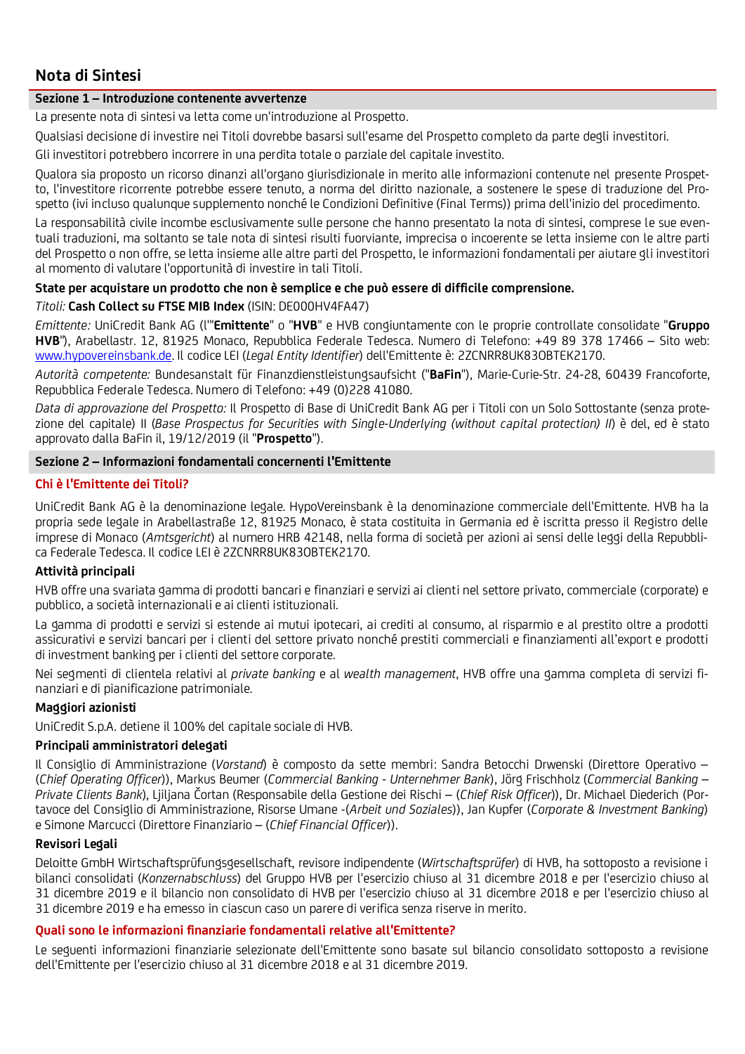## Nota di Sintesi

### Sezione 1 – Introduzione contenente avvertenze

La presente nota di sintesi va letta come un'introduzione al Prospetto.

Qualsiasi decisione di investire nei Titoli dovrebbe basarsi sull'esame del Prospetto completo da parte degli investitori.

Gli investitori potrebbero incorrere in una perdita totale o parziale del capitale investito.

Qualora sia proposto un ricorso dinanzi all'organo giurisdizionale in merito alle informazioni contenute nel presente Prospetto, l'investitore ricorrente potrebbe essere tenuto, a norma del diritto nazionale, a sostenere le spese di traduzione del Prospetto (ivi incluso qualunque supplemento nonché le Condizioni Definitive (Final Terms)) prima dell'inizio del procedimento.

La responsabilità civile incombe esclusivamente sulle persone che hanno presentato la nota di sintesi, comprese le sue eventuali traduzioni, ma soltanto se tale nota di sintesi risulti fuorviante, imprecisa o incoerente se letta insieme con le altre parti del Prospetto o non offre, se letta insieme alle altre parti del Prospetto, le informazioni fondamentali per aiutare gli investitori al momento di valutare l'opportunità di investire in tali Titoli.

**State per acquistare un prodotto che non è semplice e che può essere di difficile comprensione.**

*Titoli:* **Cash Collect su FTSE MIB Index** (ISIN: DE000HV4FA47)

*Emittente:* UniCredit Bank AG (l'"**Emittente**" o "**HVB**" e HVB congiuntamente con le proprie controllate consolidate "**Gruppo HVB**"), Arabellastr. 12, 81925 Monaco, Repubblica Federale Tedesca. Numero di Telefono: +49 89 378 17466 – Sito web: www.hypovereinsbank.de. Il codice LEI (*Legal Entity Identifier*) dell'Emittente è: 2ZCNRR8UK83OBTEK2170.

*Autorità competente:* Bundesanstalt für Finanzdienstleistungsaufsicht ("**BaFin**"), Marie-Curie-Str. 24-28, 60439 Francoforte, Repubblica Federale Tedesca. Numero di Telefono: +49 (0)228 41080.

*Data di approvazione del Prospetto:* Il Prospetto di Base di UniCredit Bank AG per i Titoli con un Solo Sottostante (senza protezione del capitale) II (*Base Prospectus for Securities with Single-Underlying (without capital protection) II*) è del, ed è stato approvato dalla BaFin il, 19/12/2019 (il "**Prospetto**").

### Sezione 2 – Informazioni fondamentali concernenti l'Emittente

#### Chi è l'Emittente dei Titoli?

UniCredit Bank AG è la denominazione legale. HypoVereinsbank è la denominazione commerciale dell'Emittente. HVB ha la propria sede legale in Arabellastraße 12, 81925 Monaco, è stata costituita in Germania ed è iscritta presso il Registro delle imprese di Monaco (*Amtsgericht*) al numero HRB 42148, nella forma di società per azioni ai sensi delle leggi della Repubblica Federale Tedesca. Il codice LEI è 2ZCNRR8UK83OBTEK2170.

**Attività principali**

HVB offre una svariata gamma di prodotti bancari e finanziari e servizi ai clienti nel settore privato, commerciale (corporate) e pubblico, a società internazionali e ai clienti istituzionali.

La gamma di prodotti e servizi si estende ai mutui ipotecari, ai crediti al consumo, al risparmio e al prestito oltre a prodotti assicurativi e servizi bancari per i clienti del settore privato nonché prestiti commerciali e finanziamenti all'export e prodotti di investment banking per i clienti del settore corporate.

Nei segmenti di clientela relativi al *private banking* e al *wealth management*, HVB offre una gamma completa di servizi finanziari e di pianificazione patrimoniale.

**Maggiori azionisti**

UniCredit S.p.A. detiene il 100% del capitale sociale di HVB.

**Principali amministratori delegati**

Il Consiglio di Amministrazione (*Vorstand*) è composto da sette membri: Sandra Betocchi Drwenski (Direttore Operativo – (*Chief Operating Officer*)), Markus Beumer (*Commercial Banking - Unternehmer Bank*), Jörg Frischholz (*Commercial Banking – Private Clients Bank*), Ljiljana Čortan (Responsabile della Gestione dei Rischi – (*Chief Risk Officer*)), Dr. Michael Diederich (Portavoce del Consiglio di Amministrazione, Risorse Umane -(*Arbeit und Soziales*)), Jan Kupfer (*Corporate & Investment Banking*) e Simone Marcucci (Direttore Finanziario – (*Chief Financial Officer*)).

**Revisori Legali**

Deloitte GmbH Wirtschaftsprüfungsgesellschaft, revisore indipendente (*Wirtschaftsprüfer*) di HVB, ha sottoposto a revisione i bilanci consolidati (*Konzernabschluss*) del Gruppo HVB per l'esercizio chiuso al 31 dicembre 2018 e per l'esercizio chiuso al 31 dicembre 2019 e il bilancio non consolidato di HVB per l'esercizio chiuso al 31 dicembre 2018 e per l'esercizio chiuso al 31 dicembre 2019 e ha emesso in ciascun caso un parere di verifica senza riserve in merito.

#### Quali sono le informazioni finanziarie fondamentali relative all'Emittente?

Le seguenti informazioni finanziarie selezionate dell'Emittente sono basate sul bilancio consolidato sottoposto a revisione dell'Emittente per l'esercizio chiuso al 31 dicembre 2018 e al 31 dicembre 2019.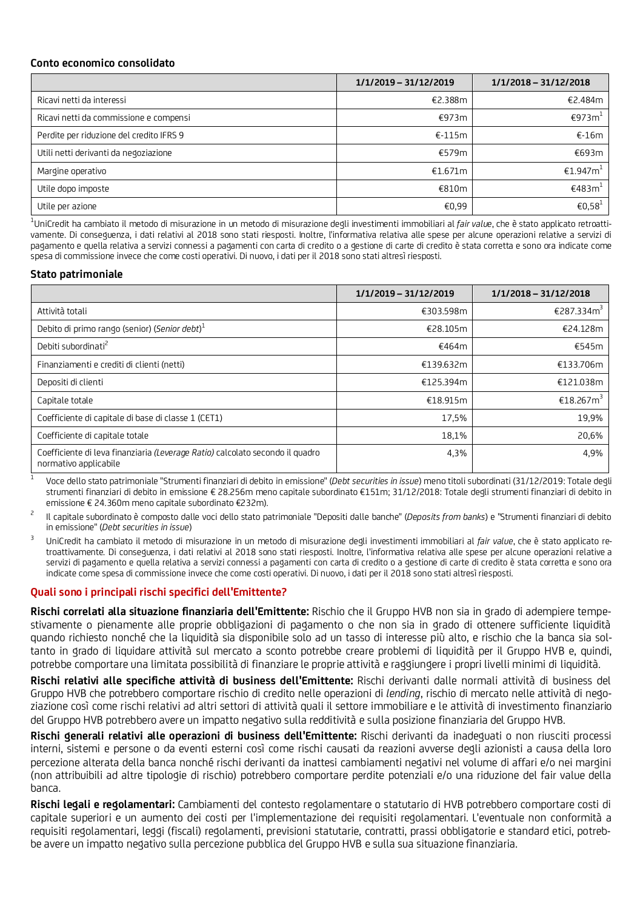### Conto economico consolidato

| | 1/1/2019 – 31/12/2019 | 1/1/2018 – 31/12/2018 |
|---|---|---|
| Ricavi netti da interessi | €2.388m | €2.484m |
| Ricavi netti da commissione e compensi | €973m | €973m[1] |
| Perdite per riduzione del credito IFRS 9 | €-115m | €-16m |
| Utili netti derivanti da negoziazione | €579m | €693m |
| Margine operativo | €1.671m | €1.947m[1] |
| Utile dopo imposte | €810m | €483m[1] |
| Utile per azione | €0,99 | €0,58[1] |

[1]UniCredit ha cambiato il metodo di misurazione in un metodo di misurazione degli investimenti immobiliari al *fair value*, che è stato applicato retroattivamente. Di conseguenza, i dati relativi al 2018 sono stati riesposti. Inoltre, l'informativa relativa alle spese per alcune operazioni relative a servizi di pagamento e quella relativa a servizi connessi a pagamenti con carta di credito o a gestione di carte di credito è stata corretta e sono ora indicate come spesa di commissione invece che come costi operativi. Di nuovo, i dati per il 2018 sono stati altresì riesposti.

### Stato patrimoniale

| | 1/1/2019 – 31/12/2019 | 1/1/2018 – 31/12/2018 |
|---|---|---|
| Attività totali | €303.598m | €287.334m[3] |
| Debito di primo rango (senior) (*Senior debt*)[1] | €28.105m | €24.128m |
| Debiti subordinati[2] | €464m | €545m |
| Finanziamenti e crediti di clienti (netti) | €139.632m | €133.706m |
| Depositi di clienti | €125.394m | €121.038m |
| Capitale totale | €18.915m | €18.267m[3] |
| Coefficiente di capitale di base di classe 1 (CET1) | 17,5% | 19,9% |
| Coefficiente di capitale totale | 18,1% | 20,6% |
| Coefficiente di leva finanziaria *(Leverage Ratio)* calcolato secondo il quadro normativo applicabile | 4,3% | 4,9% |

[1] Voce dello stato patrimoniale "Strumenti finanziari di debito in emissione" (*Debt securities in issue*) meno titoli subordinati (31/12/2019: Totale degli strumenti finanziari di debito in emissione € 28.256m meno capitale subordinato €151m; 31/12/2018: Totale degli strumenti finanziari di debito in emissione € 24.360m meno capitale subordinato €232m).

[2] Il capitale subordinato è composto dalle voci dello stato patrimoniale "Depositi dalle banche" (*Deposits from banks*) e "Strumenti finanziari di debito in emissione" (*Debt securities in issue*)

[3] UniCredit ha cambiato il metodo di misurazione in un metodo di misurazione degli investimenti immobiliari al *fair value*, che è stato applicato retroattivamente. Di conseguenza, i dati relativi al 2018 sono stati riesposti. Inoltre, l'informativa relativa alle spese per alcune operazioni relative a servizi di pagamento e quella relativa a servizi connessi a pagamenti con carta di credito o a gestione di carte di credito è stata corretta e sono ora indicate come spesa di commissione invece che come costi operativi. Di nuovo, i dati per il 2018 sono stati altresì riesposti.

### Quali sono i principali rischi specifici dell'Emittente?

**Rischi correlati alla situazione finanziaria dell'Emittente:** Rischio che il Gruppo HVB non sia in grado di adempiere tempestivamente o pienamente alle proprie obbligazioni di pagamento o che non sia in grado di ottenere sufficiente liquidità quando richiesto nonché che la liquidità sia disponibile solo ad un tasso di interesse più alto, e rischio che la banca sia soltanto in grado di liquidare attività sul mercato a sconto potrebbe creare problemi di liquidità per il Gruppo HVB e, quindi, potrebbe comportare una limitata possibilità di finanziare le proprie attività e raggiungere i propri livelli minimi di liquidità.

**Rischi relativi alle specifiche attività di business dell'Emittente:** Rischi derivanti dalle normali attività di business del Gruppo HVB che potrebbero comportare rischio di credito nelle operazioni di *lending*, rischio di mercato nelle attività di negoziazione così come rischi relativi ad altri settori di attività quali il settore immobiliare e le attività di investimento finanziario del Gruppo HVB potrebbero avere un impatto negativo sulla redditività e sulla posizione finanziaria del Gruppo HVB.

**Rischi generali relativi alle operazioni di business dell'Emittente:** Rischi derivanti da inadeguati o non riusciti processi interni, sistemi e persone o da eventi esterni così come rischi causati da reazioni avverse degli azionisti a causa della loro percezione alterata della banca nonché rischi derivanti da inattesi cambiamenti negativi nel volume di affari e/o nei margini (non attribuibili ad altre tipologie di rischio) potrebbero comportare perdite potenziali e/o una riduzione del fair value della banca.

**Rischi legali e regolamentari:** Cambiamenti del contesto regolamentare o statutario di HVB potrebbero comportare costi di capitale superiori e un aumento dei costi per l'implementazione dei requisiti regolamentari. L'eventuale non conformità a requisiti regolamentari, leggi (fiscali) regolamenti, previsioni statutarie, contratti, prassi obbligatorie e standard etici, potrebbe avere un impatto negativo sulla percezione pubblica del Gruppo HVB e sulla sua situazione finanziaria.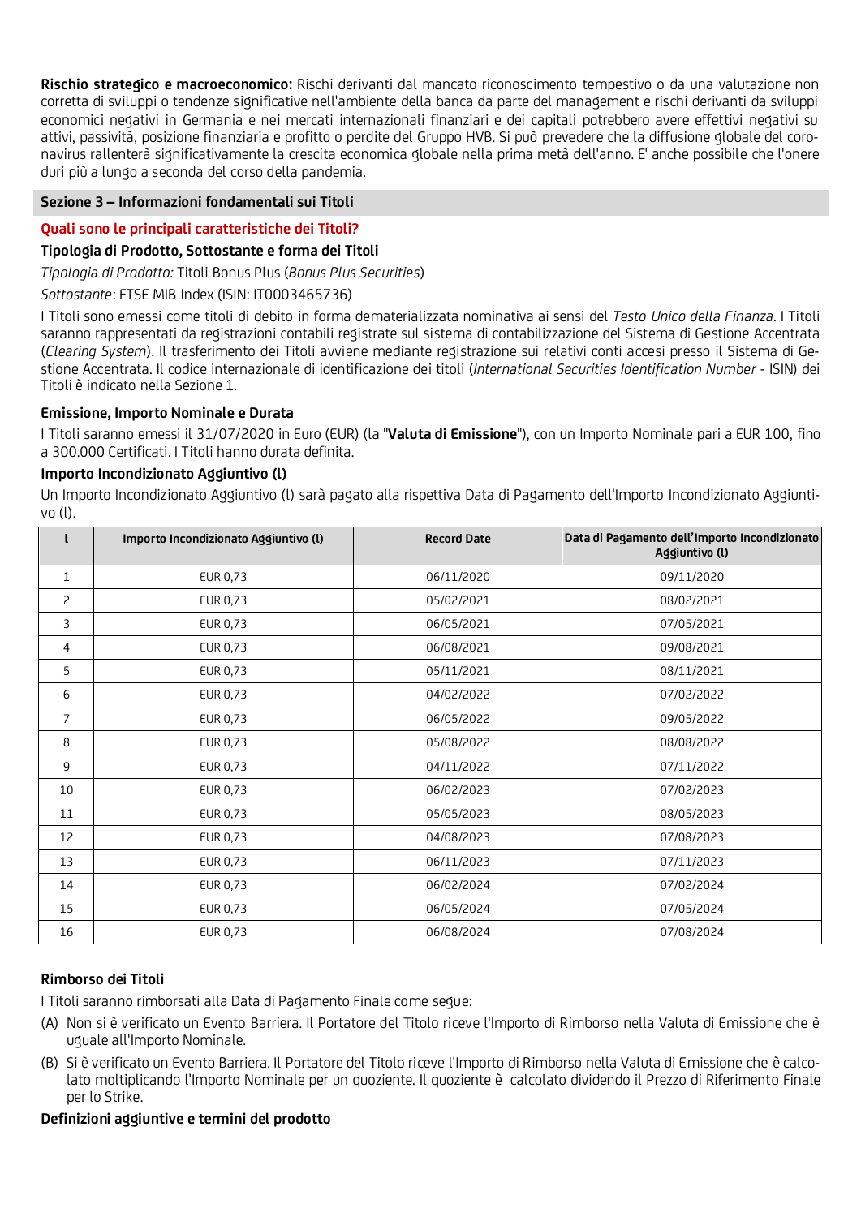**Rischio strategico e macroeconomico:** Rischi derivanti dal mancato riconoscimento tempestivo o da una valutazione non corretta di sviluppi o tendenze significative nell'ambiente della banca da parte del management e rischi derivanti da sviluppi economici negativi in Germania e nei mercati internazionali finanziari e dei capitali potrebbero avere effettivi negativi su attivi, passività, posizione finanziaria e profitto o perdite del Gruppo HVB. Si può prevedere che la diffusione globale del coronavirus rallenterà significativamente la crescita economica globale nella prima metà dell'anno. E' anche possibile che l'onere duri più a lungo a seconda del corso della pandemia.

## Sezione 3 – Informazioni fondamentali sui Titoli

### Quali sono le principali caratteristiche dei Titoli?

#### Tipologia di Prodotto, Sottostante e forma dei Titoli

*Tipologia di Prodotto:* Titoli Bonus Plus (*Bonus Plus Securities*)

*Sottostante*: FTSE MIB Index (ISIN: IT0003465736)

I Titoli sono emessi come titoli di debito in forma dematerializzata nominativa ai sensi del *Testo Unico della Finanza*. I Titoli saranno rappresentati da registrazioni contabili registrate sul sistema di contabilizzazione del Sistema di Gestione Accentrata (*Clearing System*). Il trasferimento dei Titoli avviene mediante registrazione sui relativi conti accesi presso il Sistema di Gestione Accentrata. Il codice internazionale di identificazione dei titoli (*International Securities Identification Number* - ISIN) dei Titoli è indicato nella Sezione 1.

#### Emissione, Importo Nominale e Durata

I Titoli saranno emessi il 31/07/2020 in Euro (EUR) (la "**Valuta di Emissione**"), con un Importo Nominale pari a EUR 100, fino a 300.000 Certificati. I Titoli hanno durata definita.

#### Importo Incondizionato Aggiuntivo (l)

Un Importo Incondizionato Aggiuntivo (l) sarà pagato alla rispettiva Data di Pagamento dell'Importo Incondizionato Aggiuntivo (l).

| l | Importo Incondizionato Aggiuntivo (l) | Record Date | Data di Pagamento dell'Importo Incondizionato Aggiuntivo (l) |
|---|---|---|---|
| 1 | EUR 0,73 | 06/11/2020 | 09/11/2020 |
| 2 | EUR 0,73 | 05/02/2021 | 08/02/2021 |
| 3 | EUR 0,73 | 06/05/2021 | 07/05/2021 |
| 4 | EUR 0,73 | 06/08/2021 | 09/08/2021 |
| 5 | EUR 0,73 | 05/11/2021 | 08/11/2021 |
| 6 | EUR 0,73 | 04/02/2022 | 07/02/2022 |
| 7 | EUR 0,73 | 06/05/2022 | 09/05/2022 |
| 8 | EUR 0,73 | 05/08/2022 | 08/08/2022 |
| 9 | EUR 0,73 | 04/11/2022 | 07/11/2022 |
| 10 | EUR 0,73 | 06/02/2023 | 07/02/2023 |
| 11 | EUR 0,73 | 05/05/2023 | 08/05/2023 |
| 12 | EUR 0,73 | 04/08/2023 | 07/08/2023 |
| 13 | EUR 0,73 | 06/11/2023 | 07/11/2023 |
| 14 | EUR 0,73 | 06/02/2024 | 07/02/2024 |
| 15 | EUR 0,73 | 06/05/2024 | 07/05/2024 |
| 16 | EUR 0,73 | 06/08/2024 | 07/08/2024 |

#### Rimborso dei Titoli

I Titoli saranno rimborsati alla Data di Pagamento Finale come segue:

(A) Non si è verificato un Evento Barriera. Il Portatore del Titolo riceve l'Importo di Rimborso nella Valuta di Emissione che è uguale all'Importo Nominale.

(B) Si è verificato un Evento Barriera. Il Portatore del Titolo riceve l'Importo di Rimborso nella Valuta di Emissione che è calcolato moltiplicando l'Importo Nominale per un quoziente. Il quoziente è calcolato dividendo il Prezzo di Riferimento Finale per lo Strike.

#### Definizioni aggiuntive e termini del prodotto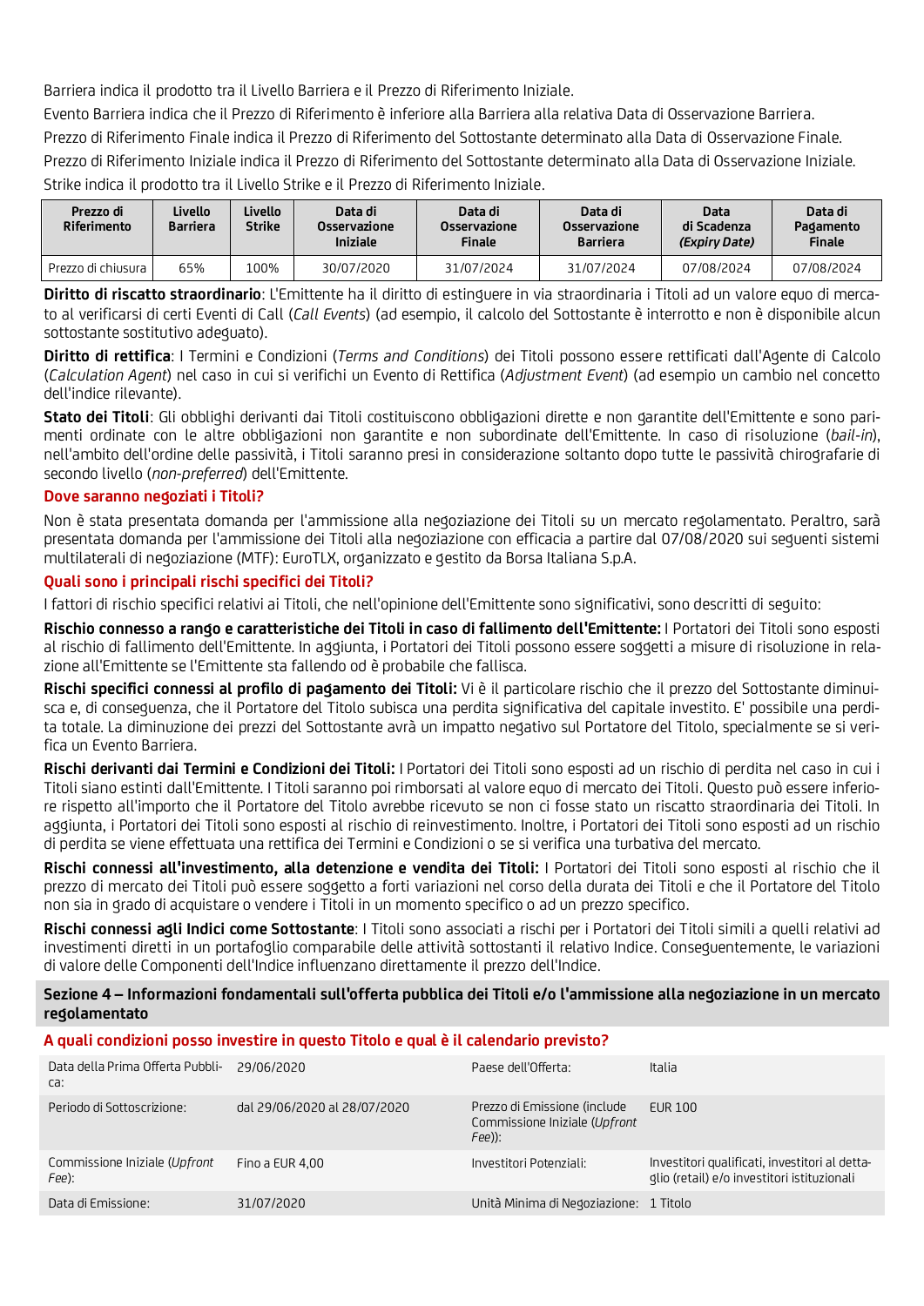Barriera indica il prodotto tra il Livello Barriera e il Prezzo di Riferimento Iniziale.

Evento Barriera indica che il Prezzo di Riferimento è inferiore alla Barriera alla relativa Data di Osservazione Barriera.

Prezzo di Riferimento Finale indica il Prezzo di Riferimento del Sottostante determinato alla Data di Osservazione Finale.

Prezzo di Riferimento Iniziale indica il Prezzo di Riferimento del Sottostante determinato alla Data di Osservazione Iniziale.

Strike indica il prodotto tra il Livello Strike e il Prezzo di Riferimento Iniziale.

| Prezzo di Riferimento | Livello Barriera | Livello Strike | Data di Osservazione Iniziale | Data di Osservazione Finale | Data di Osservazione Barriera | Data di Scadenza *(Expiry Date)* | Data di Pagamento Finale |
|---|---|---|---|---|---|---|---|
| Prezzo di chiusura | 65% | 100% | 30/07/2020 | 31/07/2024 | 31/07/2024 | 07/08/2024 | 07/08/2024 |

**Diritto di riscatto straordinario**: L'Emittente ha il diritto di estinguere in via straordinaria i Titoli ad un valore equo di mercato al verificarsi di certi Eventi di Call (*Call Events*) (ad esempio, il calcolo del Sottostante è interrotto e non è disponibile alcun sottostante sostitutivo adeguato).

**Diritto di rettifica**: I Termini e Condizioni (*Terms and Conditions*) dei Titoli possono essere rettificati dall'Agente di Calcolo (*Calculation Agent*) nel caso in cui si verifichi un Evento di Rettifica (*Adjustment Event*) (ad esempio un cambio nel concetto dell'indice rilevante).

**Stato dei Titoli**: Gli obblighi derivanti dai Titoli costituiscono obbligazioni dirette e non garantite dell'Emittente e sono pari-menti ordinate con le altre obbligazioni non garantite e non subordinate dell'Emittente. In caso di risoluzione (*bail-in*), nell'ambito dell'ordine delle passività, i Titoli saranno presi in considerazione soltanto dopo tutte le passività chirografarie di secondo livello (*non-preferred*) dell'Emittente.

### Dove saranno negoziati i Titoli?

Non è stata presentata domanda per l'ammissione alla negoziazione dei Titoli su un mercato regolamentato. Peraltro, sarà presentata domanda per l'ammissione dei Titoli alla negoziazione con efficacia a partire dal 07/08/2020 sui seguenti sistemi multilaterali di negoziazione (MTF): EuroTLX, organizzato e gestito da Borsa Italiana S.p.A.

### Quali sono i principali rischi specifici dei Titoli?

I fattori di rischio specifici relativi ai Titoli, che nell'opinione dell'Emittente sono significativi, sono descritti di seguito:

**Rischio connesso a rango e caratteristiche dei Titoli in caso di fallimento dell'Emittente:** I Portatori dei Titoli sono esposti al rischio di fallimento dell'Emittente. In aggiunta, i Portatori dei Titoli possono essere soggetti a misure di risoluzione in relazione all'Emittente se l'Emittente sta fallendo od è probabile che fallisca.

**Rischi specifici connessi al profilo di pagamento dei Titoli:** Vi è il particolare rischio che il prezzo del Sottostante diminuisca e, di conseguenza, che il Portatore del Titolo subisca una perdita significativa del capitale investito. E' possibile una perdita totale. La diminuzione dei prezzi del Sottostante avrà un impatto negativo sul Portatore del Titolo, specialmente se si verifica un Evento Barriera.

**Rischi derivanti dai Termini e Condizioni dei Titoli:** I Portatori dei Titoli sono esposti ad un rischio di perdita nel caso in cui i Titoli siano estinti dall'Emittente. I Titoli saranno poi rimborsati al valore equo di mercato dei Titoli. Questo può essere inferiore rispetto all'importo che il Portatore del Titolo avrebbe ricevuto se non ci fosse stato un riscatto straordinario dei Titoli. In aggiunta, i Portatori dei Titoli sono esposti al rischio di reinvestimento. Inoltre, i Portatori dei Titoli sono esposti ad un rischio di perdita se viene effettuata una rettifica dei Termini e Condizioni o se si verifica una turbativa del mercato.

**Rischi connessi all'investimento, alla detenzione e vendita dei Titoli:** I Portatori dei Titoli sono esposti al rischio che il prezzo di mercato dei Titoli può essere soggetto a forti variazioni nel corso della durata dei Titoli e che il Portatore del Titolo non sia in grado di acquistare o vendere i Titoli in un momento specifico o ad un prezzo specifico.

**Rischi connessi agli Indici come Sottostante**: I Titoli sono associati a rischi per i Portatori dei Titoli simili a quelli relativi ad investimenti diretti in un portafoglio comparabile delle attività sottostanti il relativo Indice. Conseguentemente, le variazioni di valore delle Componenti dell'Indice influenzano direttamente il prezzo dell'Indice.

## Sezione 4 – Informazioni fondamentali sull'offerta pubblica dei Titoli e/o l'ammissione alla negoziazione in un mercato regolamentato

### A quali condizioni posso investire in questo Titolo e qual è il calendario previsto?

| | | | |
|---|---|---|---|
| Data della Prima Offerta Pubblica: | 29/06/2020 | Paese dell'Offerta: | Italia |
| Periodo di Sottoscrizione: | dal 29/06/2020 al 28/07/2020 | Prezzo di Emissione (include Commissione Iniziale (*Upfront Fee*)): | EUR 100 |
| Commissione Iniziale (*Upfront Fee*): | Fino a EUR 4,00 | Investitori Potenziali: | Investitori qualificati, investitori al dettaglio (retail) e/o investitori istituzionali |
| Data di Emissione: | 31/07/2020 | Unità Minima di Negoziazione: | 1 Titolo |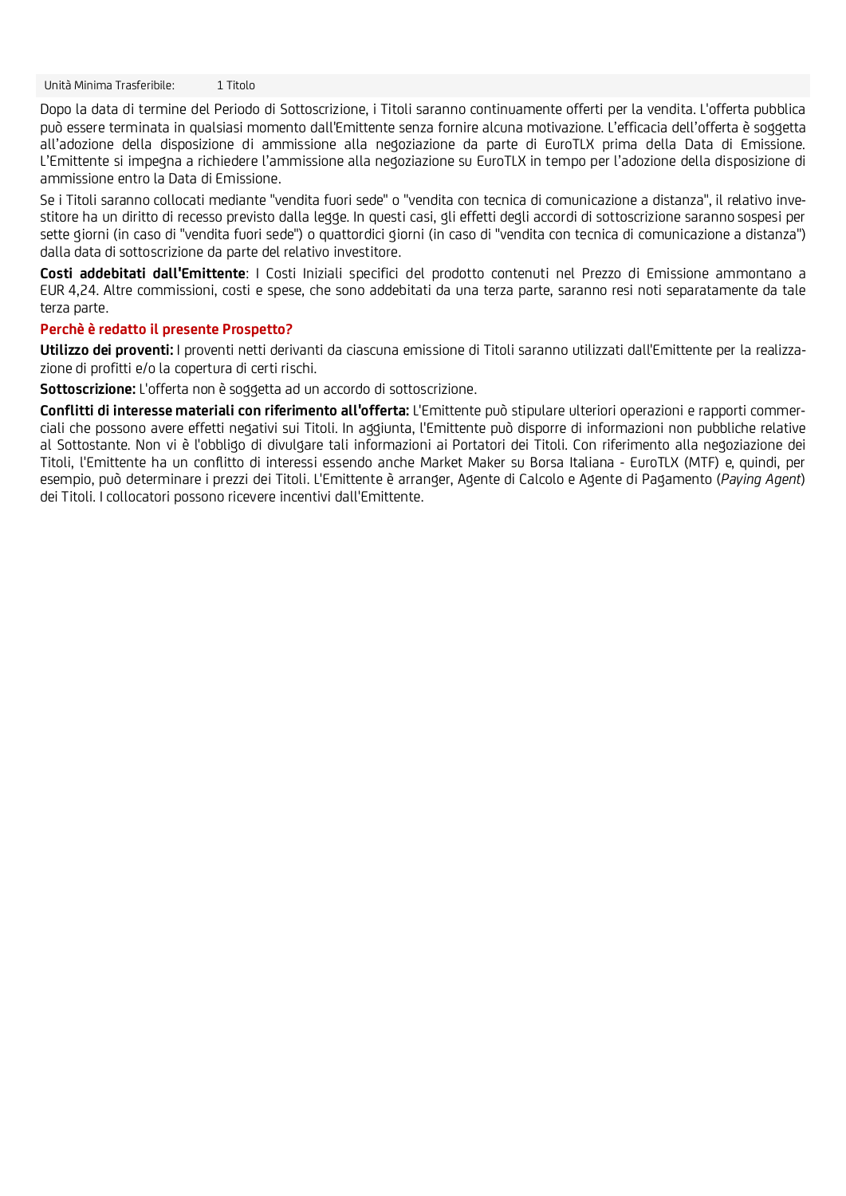| Unità Minima Trasferibile: | 1 Titolo |
|---|---|

Dopo la data di termine del Periodo di Sottoscrizione, i Titoli saranno continuamente offerti per la vendita. L'offerta pubblica può essere terminata in qualsiasi momento dall'Emittente senza fornire alcuna motivazione. L'efficacia dell'offerta è soggetta all'adozione della disposizione di ammissione alla negoziazione da parte di EuroTLX prima della Data di Emissione. L'Emittente si impegna a richiedere l'ammissione alla negoziazione su EuroTLX in tempo per l'adozione della disposizione di ammissione entro la Data di Emissione.

Se i Titoli saranno collocati mediante "vendita fuori sede" o "vendita con tecnica di comunicazione a distanza", il relativo investitore ha un diritto di recesso previsto dalla legge. In questi casi, gli effetti degli accordi di sottoscrizione saranno sospesi per sette giorni (in caso di "vendita fuori sede") o quattordici giorni (in caso di "vendita con tecnica di comunicazione a distanza") dalla data di sottoscrizione da parte del relativo investitore.

**Costi addebitati dall'Emittente**: I Costi Iniziali specifici del prodotto contenuti nel Prezzo di Emissione ammontano a EUR 4,24. Altre commissioni, costi e spese, che sono addebitati da una terza parte, saranno resi noti separatamente da tale terza parte.

### Perchè è redatto il presente Prospetto?

**Utilizzo dei proventi:** I proventi netti derivanti da ciascuna emissione di Titoli saranno utilizzati dall'Emittente per la realizzazione di profitti e/o la copertura di certi rischi.

**Sottoscrizione:** L'offerta non è soggetta ad un accordo di sottoscrizione.

**Conflitti di interesse materiali con riferimento all'offerta:** L'Emittente può stipulare ulteriori operazioni e rapporti commerciali che possono avere effetti negativi sui Titoli. In aggiunta, l'Emittente può disporre di informazioni non pubbliche relative al Sottostante. Non vi è l'obbligo di divulgare tali informazioni ai Portatori dei Titoli. Con riferimento alla negoziazione dei Titoli, l'Emittente ha un conflitto di interessi essendo anche Market Maker su Borsa Italiana - EuroTLX (MTF) e, quindi, per esempio, può determinare i prezzi dei Titoli. L'Emittente è arranger, Agente di Calcolo e Agente di Pagamento (*Paying Agent*) dei Titoli. I collocatori possono ricevere incentivi dall'Emittente.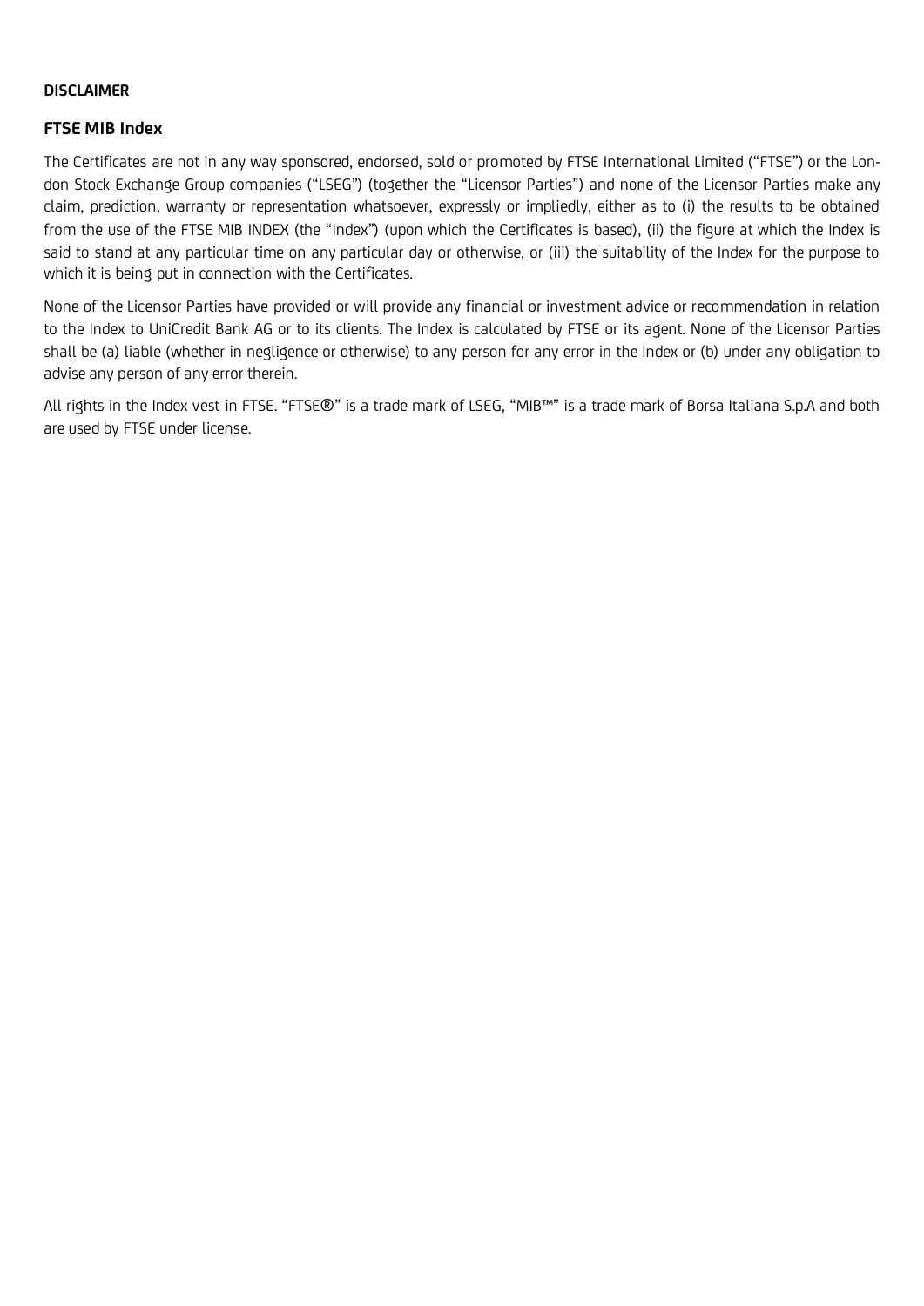**DISCLAIMER**

## FTSE MIB Index

The Certificates are not in any way sponsored, endorsed, sold or promoted by FTSE International Limited ("FTSE") or the London Stock Exchange Group companies ("LSEG") (together the "Licensor Parties") and none of the Licensor Parties make any claim, prediction, warranty or representation whatsoever, expressly or impliedly, either as to (i) the results to be obtained from the use of the FTSE MIB INDEX (the "Index") (upon which the Certificates is based), (ii) the figure at which the Index is said to stand at any particular time on any particular day or otherwise, or (iii) the suitability of the Index for the purpose to which it is being put in connection with the Certificates.

None of the Licensor Parties have provided or will provide any financial or investment advice or recommendation in relation to the Index to UniCredit Bank AG or to its clients. The Index is calculated by FTSE or its agent. None of the Licensor Parties shall be (a) liable (whether in negligence or otherwise) to any person for any error in the Index or (b) under any obligation to advise any person of any error therein.

All rights in the Index vest in FTSE. "FTSE®" is a trade mark of LSEG, "MIB™" is a trade mark of Borsa Italiana S.p.A and both are used by FTSE under license.